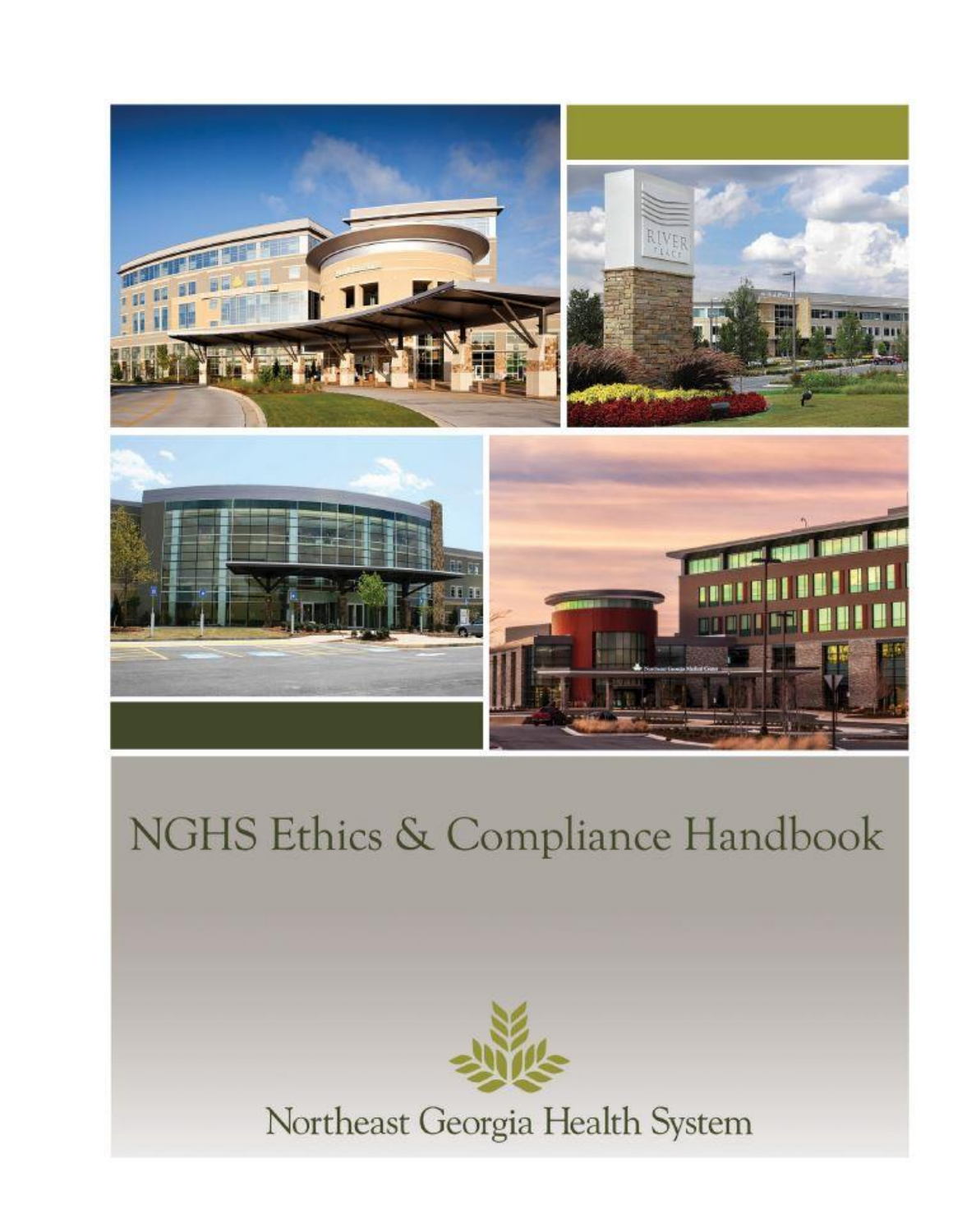# NGHS Ethics & Compliance Handbook

Northeast Georgia Health System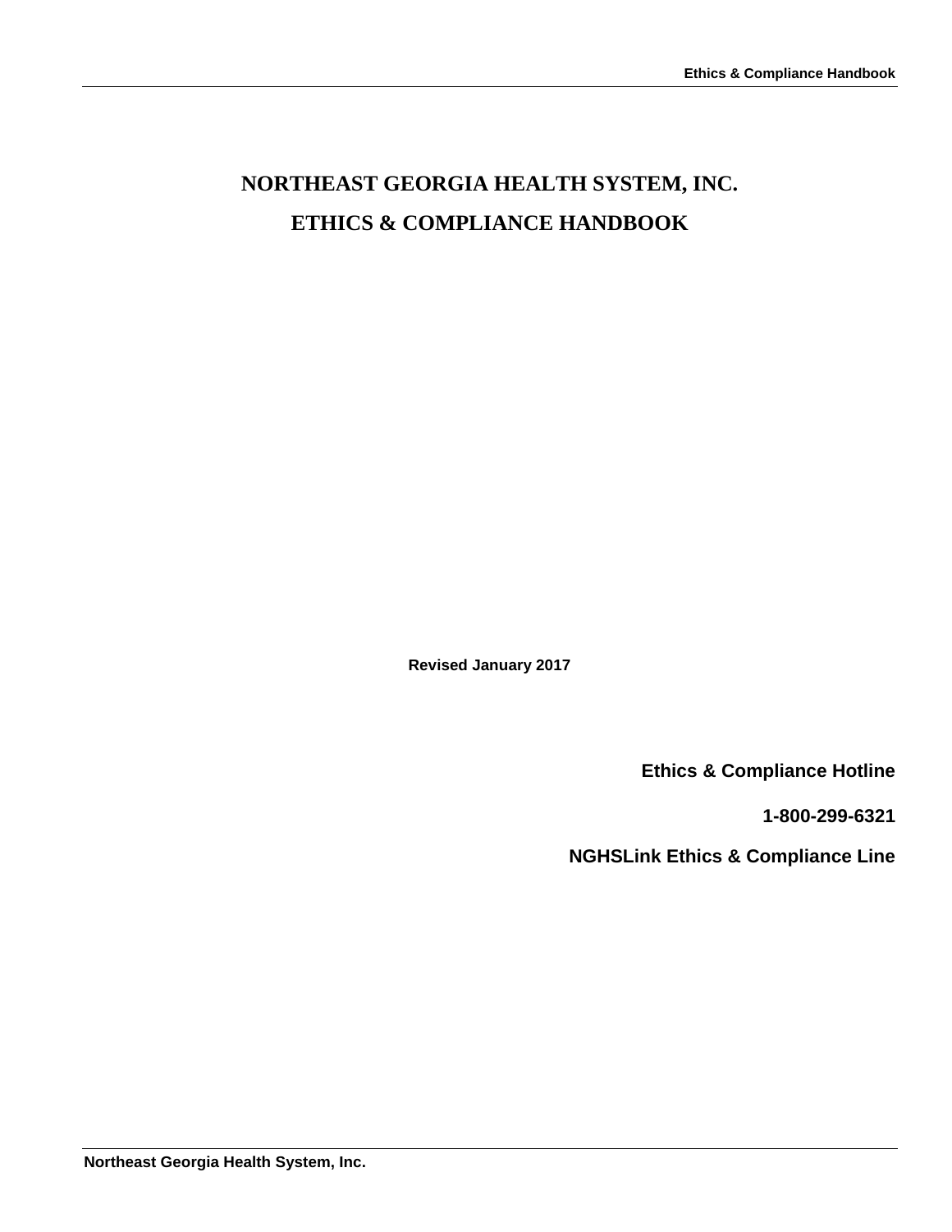# NORTHEAST GEORGIA HEALTH SYSTEM, INC.

# ETHICS & COMPLIANCE HANDBOOK

**Revised January 2017**

**Ethics & Compliance Hotline**

**1-800-299-6321**

**NGHSLink Ethics & Compliance Line**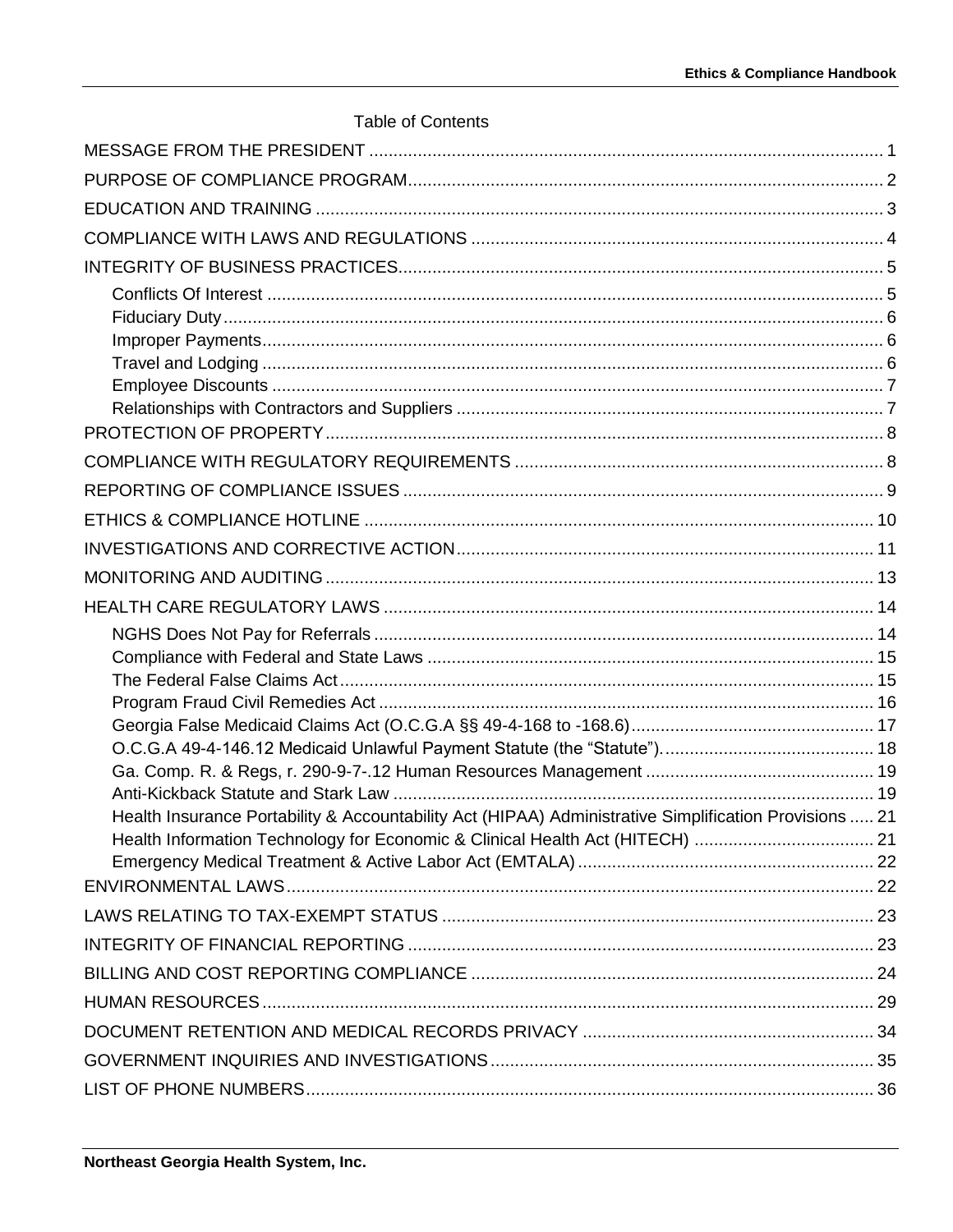Table of Contents

MESSAGE FROM THE PRESIDENT ........................................................................................................ 1

PURPOSE OF COMPLIANCE PROGRAM ................................................................................................ 2

EDUCATION AND TRAINING ................................................................................................................... 3

COMPLIANCE WITH LAWS AND REGULATIONS ................................................................................... 4

INTEGRITY OF BUSINESS PRACTICES .................................................................................................. 5

- Conflicts Of Interest ............................................................................................................................. 5
- Fiduciary Duty ...................................................................................................................................... 6
- Improper Payments .............................................................................................................................. 6
- Travel and Lodging .............................................................................................................................. 6
- Employee Discounts ............................................................................................................................ 7
- Relationships with Contractors and Suppliers ...................................................................................... 7

PROTECTION OF PROPERTY ................................................................................................................. 8

COMPLIANCE WITH REGULATORY REQUIREMENTS .......................................................................... 8

REPORTING OF COMPLIANCE ISSUES ................................................................................................. 9

ETHICS & COMPLIANCE HOTLINE ........................................................................................................ 10

INVESTIGATIONS AND CORRECTIVE ACTION ..................................................................................... 11

MONITORING AND AUDITING ................................................................................................................ 13

HEALTH CARE REGULATORY LAWS .................................................................................................... 14

- NGHS Does Not Pay for Referrals ...................................................................................................... 14
- Compliance with Federal and State Laws ........................................................................................... 15
- The Federal False Claims Act ............................................................................................................. 15
- Program Fraud Civil Remedies Act ..................................................................................................... 16
- Georgia False Medicaid Claims Act (O.C.G.A §§ 49-4-168 to -168.6) ................................................. 17
- O.C.G.A 49-4-146.12 Medicaid Unlawful Payment Statute (the "Statute") ........................................... 18
- Ga. Comp. R. & Regs, r. 290-9-7-.12 Human Resources Management .............................................. 19
- Anti-Kickback Statute and Stark Law .................................................................................................. 19
- Health Insurance Portability & Accountability Act (HIPAA) Administrative Simplification Provisions ..... 21
- Health Information Technology for Economic & Clinical Health Act (HITECH) .................................... 21
- Emergency Medical Treatment & Active Labor Act (EMTALA) ............................................................ 22

ENVIRONMENTAL LAWS ........................................................................................................................ 22

LAWS RELATING TO TAX-EXEMPT STATUS ........................................................................................ 23

INTEGRITY OF FINANCIAL REPORTING ............................................................................................... 23

BILLING AND COST REPORTING COMPLIANCE .................................................................................. 24

HUMAN RESOURCES ............................................................................................................................. 29

DOCUMENT RETENTION AND MEDICAL RECORDS PRIVACY ............................................................ 34

GOVERNMENT INQUIRIES AND INVESTIGATIONS .............................................................................. 35

LIST OF PHONE NUMBERS .................................................................................................................... 36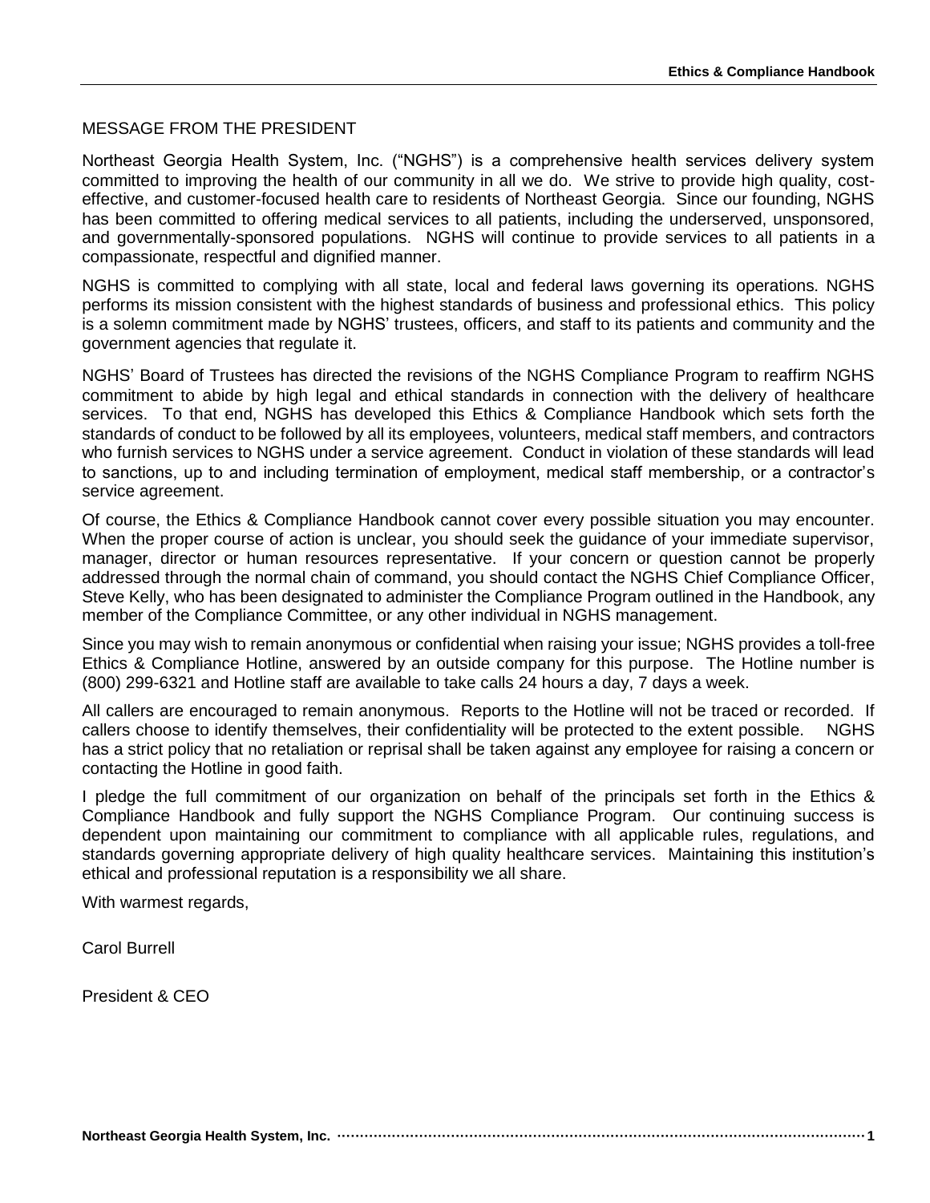## MESSAGE FROM THE PRESIDENT

Northeast Georgia Health System, Inc. ("NGHS") is a comprehensive health services delivery system committed to improving the health of our community in all we do. We strive to provide high quality, cost-effective, and customer-focused health care to residents of Northeast Georgia. Since our founding, NGHS has been committed to offering medical services to all patients, including the underserved, unsponsored, and governmentally-sponsored populations. NGHS will continue to provide services to all patients in a compassionate, respectful and dignified manner.

NGHS is committed to complying with all state, local and federal laws governing its operations. NGHS performs its mission consistent with the highest standards of business and professional ethics. This policy is a solemn commitment made by NGHS' trustees, officers, and staff to its patients and community and the government agencies that regulate it.

NGHS' Board of Trustees has directed the revisions of the NGHS Compliance Program to reaffirm NGHS commitment to abide by high legal and ethical standards in connection with the delivery of healthcare services. To that end, NGHS has developed this Ethics & Compliance Handbook which sets forth the standards of conduct to be followed by all its employees, volunteers, medical staff members, and contractors who furnish services to NGHS under a service agreement. Conduct in violation of these standards will lead to sanctions, up to and including termination of employment, medical staff membership, or a contractor's service agreement.

Of course, the Ethics & Compliance Handbook cannot cover every possible situation you may encounter. When the proper course of action is unclear, you should seek the guidance of your immediate supervisor, manager, director or human resources representative. If your concern or question cannot be properly addressed through the normal chain of command, you should contact the NGHS Chief Compliance Officer, Steve Kelly, who has been designated to administer the Compliance Program outlined in the Handbook, any member of the Compliance Committee, or any other individual in NGHS management.

Since you may wish to remain anonymous or confidential when raising your issue; NGHS provides a toll-free Ethics & Compliance Hotline, answered by an outside company for this purpose. The Hotline number is (800) 299-6321 and Hotline staff are available to take calls 24 hours a day, 7 days a week.

All callers are encouraged to remain anonymous. Reports to the Hotline will not be traced or recorded. If callers choose to identify themselves, their confidentiality will be protected to the extent possible. NGHS has a strict policy that no retaliation or reprisal shall be taken against any employee for raising a concern or contacting the Hotline in good faith.

I pledge the full commitment of our organization on behalf of the principals set forth in the Ethics & Compliance Handbook and fully support the NGHS Compliance Program. Our continuing success is dependent upon maintaining our commitment to compliance with all applicable rules, regulations, and standards governing appropriate delivery of high quality healthcare services. Maintaining this institution's ethical and professional reputation is a responsibility we all share.

With warmest regards,

Carol Burrell

President & CEO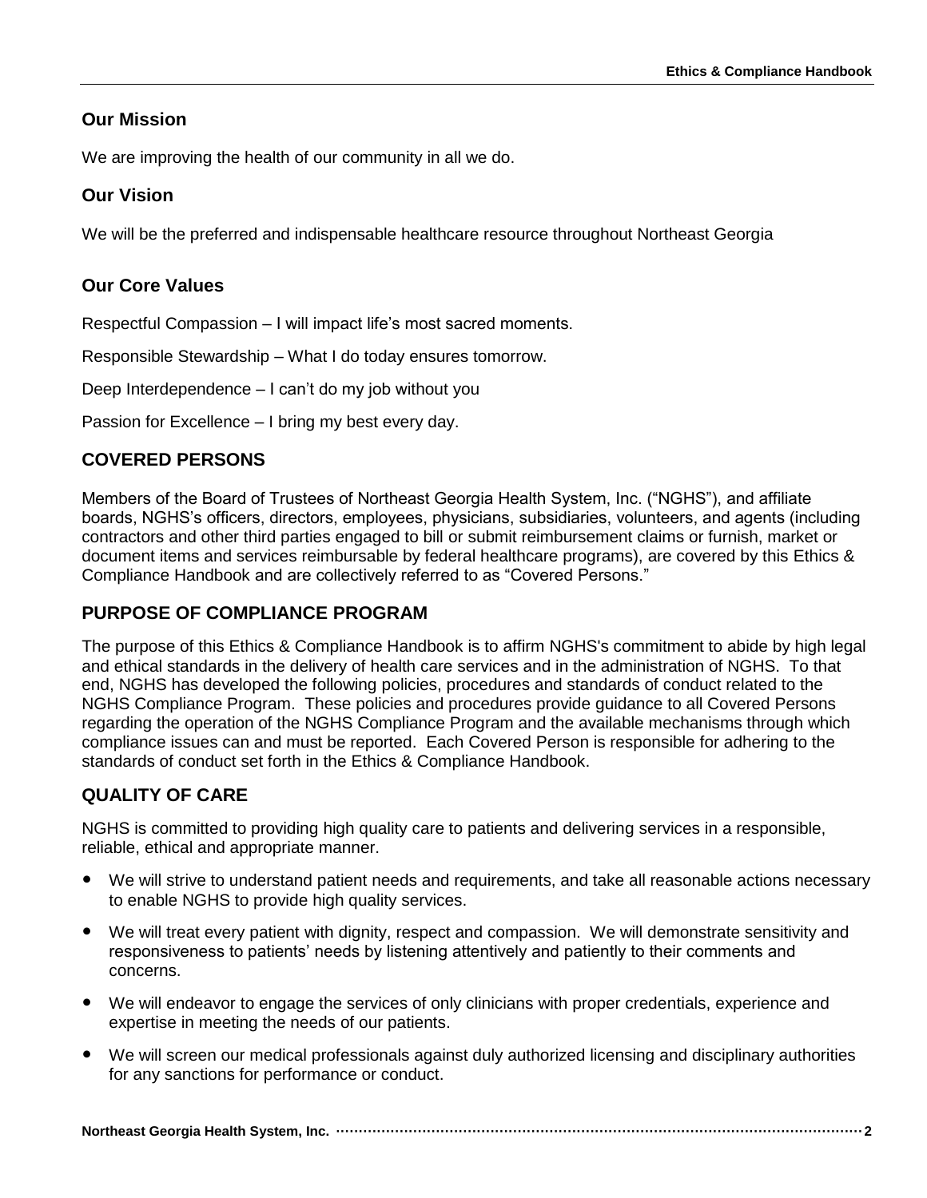## Our Mission

We are improving the health of our community in all we do.

## Our Vision

We will be the preferred and indispensable healthcare resource throughout Northeast Georgia

## Our Core Values

Respectful Compassion – I will impact life's most sacred moments.

Responsible Stewardship – What I do today ensures tomorrow.

Deep Interdependence – I can't do my job without you

Passion for Excellence – I bring my best every day.

## COVERED PERSONS

Members of the Board of Trustees of Northeast Georgia Health System, Inc. ("NGHS"), and affiliate boards, NGHS's officers, directors, employees, physicians, subsidiaries, volunteers, and agents (including contractors and other third parties engaged to bill or submit reimbursement claims or furnish, market or document items and services reimbursable by federal healthcare programs), are covered by this Ethics & Compliance Handbook and are collectively referred to as "Covered Persons."

## PURPOSE OF COMPLIANCE PROGRAM

The purpose of this Ethics & Compliance Handbook is to affirm NGHS's commitment to abide by high legal and ethical standards in the delivery of health care services and in the administration of NGHS. To that end, NGHS has developed the following policies, procedures and standards of conduct related to the NGHS Compliance Program. These policies and procedures provide guidance to all Covered Persons regarding the operation of the NGHS Compliance Program and the available mechanisms through which compliance issues can and must be reported. Each Covered Person is responsible for adhering to the standards of conduct set forth in the Ethics & Compliance Handbook.

## QUALITY OF CARE

NGHS is committed to providing high quality care to patients and delivering services in a responsible, reliable, ethical and appropriate manner.

- We will strive to understand patient needs and requirements, and take all reasonable actions necessary to enable NGHS to provide high quality services.
- We will treat every patient with dignity, respect and compassion. We will demonstrate sensitivity and responsiveness to patients' needs by listening attentively and patiently to their comments and concerns.
- We will endeavor to engage the services of only clinicians with proper credentials, experience and expertise in meeting the needs of our patients.
- We will screen our medical professionals against duly authorized licensing and disciplinary authorities for any sanctions for performance or conduct.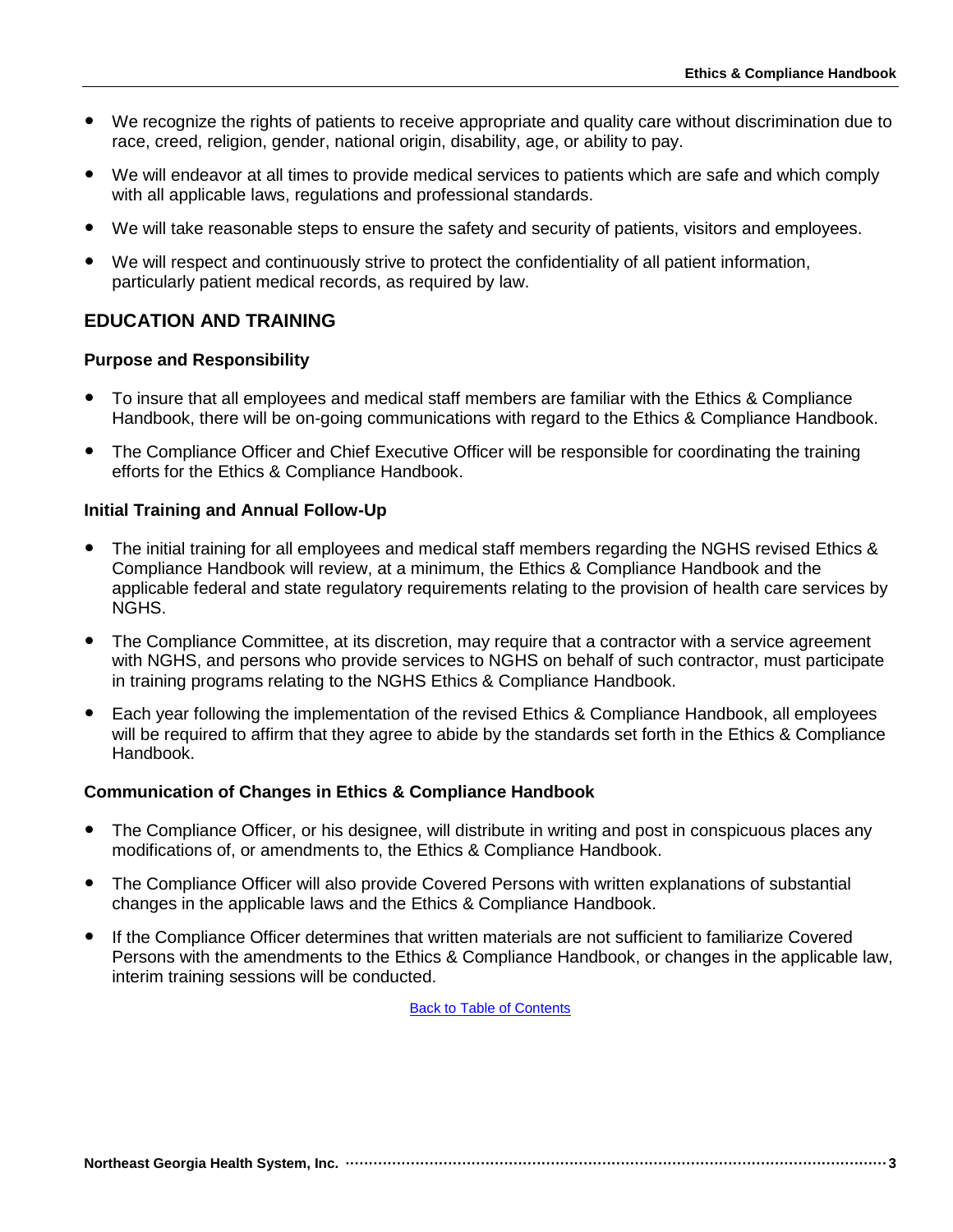- We recognize the rights of patients to receive appropriate and quality care without discrimination due to race, creed, religion, gender, national origin, disability, age, or ability to pay.
- We will endeavor at all times to provide medical services to patients which are safe and which comply with all applicable laws, regulations and professional standards.
- We will take reasonable steps to ensure the safety and security of patients, visitors and employees.
- We will respect and continuously strive to protect the confidentiality of all patient information, particularly patient medical records, as required by law.

## EDUCATION AND TRAINING

### Purpose and Responsibility

- To insure that all employees and medical staff members are familiar with the Ethics & Compliance Handbook, there will be on-going communications with regard to the Ethics & Compliance Handbook.
- The Compliance Officer and Chief Executive Officer will be responsible for coordinating the training efforts for the Ethics & Compliance Handbook.

### Initial Training and Annual Follow-Up

- The initial training for all employees and medical staff members regarding the NGHS revised Ethics & Compliance Handbook will review, at a minimum, the Ethics & Compliance Handbook and the applicable federal and state regulatory requirements relating to the provision of health care services by NGHS.
- The Compliance Committee, at its discretion, may require that a contractor with a service agreement with NGHS, and persons who provide services to NGHS on behalf of such contractor, must participate in training programs relating to the NGHS Ethics & Compliance Handbook.
- Each year following the implementation of the revised Ethics & Compliance Handbook, all employees will be required to affirm that they agree to abide by the standards set forth in the Ethics & Compliance Handbook.

### Communication of Changes in Ethics & Compliance Handbook

- The Compliance Officer, or his designee, will distribute in writing and post in conspicuous places any modifications of, or amendments to, the Ethics & Compliance Handbook.
- The Compliance Officer will also provide Covered Persons with written explanations of substantial changes in the applicable laws and the Ethics & Compliance Handbook.
- If the Compliance Officer determines that written materials are not sufficient to familiarize Covered Persons with the amendments to the Ethics & Compliance Handbook, or changes in the applicable law, interim training sessions will be conducted.

Back to Table of Contents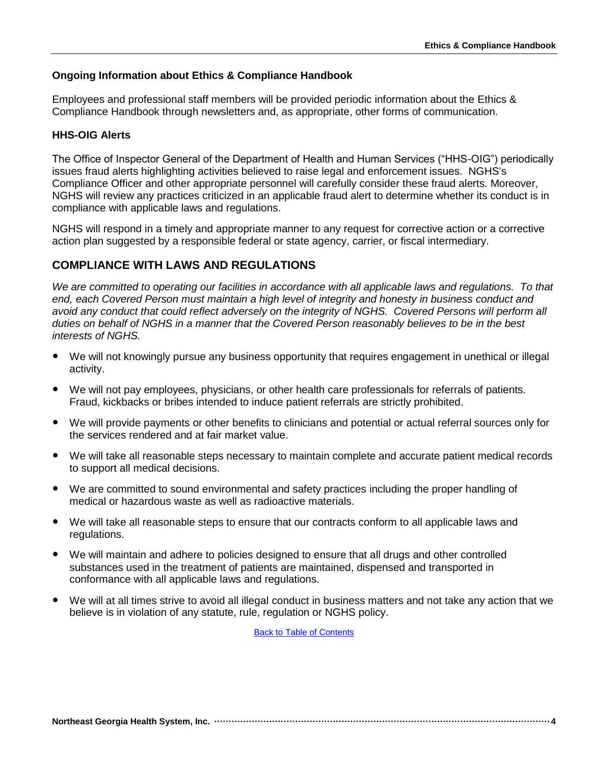### Ongoing Information about Ethics & Compliance Handbook

Employees and professional staff members will be provided periodic information about the Ethics & Compliance Handbook through newsletters and, as appropriate, other forms of communication.

### HHS-OIG Alerts

The Office of Inspector General of the Department of Health and Human Services ("HHS-OIG") periodically issues fraud alerts highlighting activities believed to raise legal and enforcement issues. NGHS's Compliance Officer and other appropriate personnel will carefully consider these fraud alerts. Moreover, NGHS will review any practices criticized in an applicable fraud alert to determine whether its conduct is in compliance with applicable laws and regulations.

NGHS will respond in a timely and appropriate manner to any request for corrective action or a corrective action plan suggested by a responsible federal or state agency, carrier, or fiscal intermediary.

## COMPLIANCE WITH LAWS AND REGULATIONS

*We are committed to operating our facilities in accordance with all applicable laws and regulations. To that end, each Covered Person must maintain a high level of integrity and honesty in business conduct and avoid any conduct that could reflect adversely on the integrity of NGHS. Covered Persons will perform all duties on behalf of NGHS in a manner that the Covered Person reasonably believes to be in the best interests of NGHS.*

- We will not knowingly pursue any business opportunity that requires engagement in unethical or illegal activity.
- We will not pay employees, physicians, or other health care professionals for referrals of patients. Fraud, kickbacks or bribes intended to induce patient referrals are strictly prohibited.
- We will provide payments or other benefits to clinicians and potential or actual referral sources only for the services rendered and at fair market value.
- We will take all reasonable steps necessary to maintain complete and accurate patient medical records to support all medical decisions.
- We are committed to sound environmental and safety practices including the proper handling of medical or hazardous waste as well as radioactive materials.
- We will take all reasonable steps to ensure that our contracts conform to all applicable laws and regulations.
- We will maintain and adhere to policies designed to ensure that all drugs and other controlled substances used in the treatment of patients are maintained, dispensed and transported in conformance with all applicable laws and regulations.
- We will at all times strive to avoid all illegal conduct in business matters and not take any action that we believe is in violation of any statute, rule, regulation or NGHS policy.

Back to Table of Contents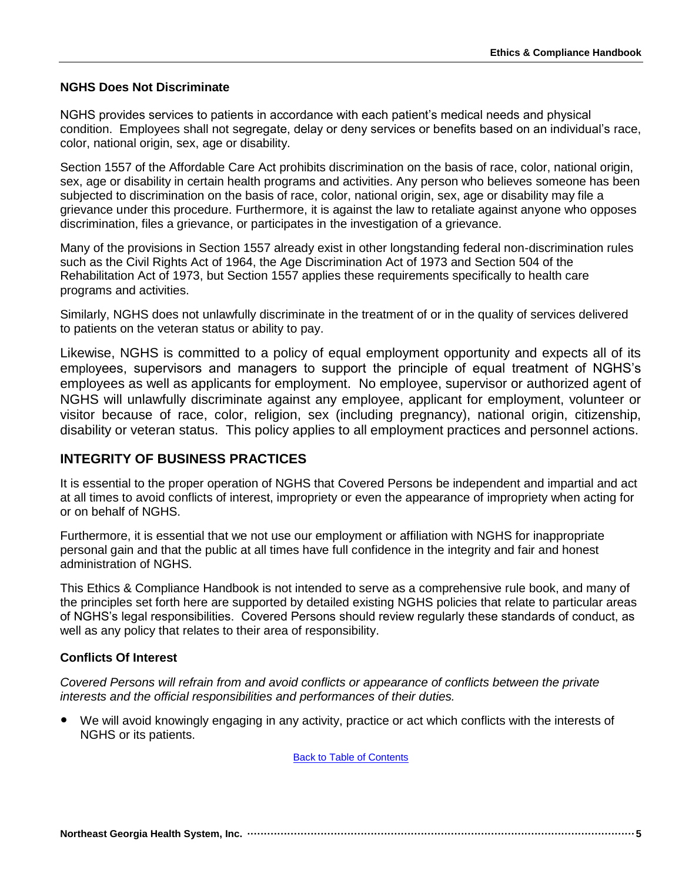### NGHS Does Not Discriminate

NGHS provides services to patients in accordance with each patient's medical needs and physical condition. Employees shall not segregate, delay or deny services or benefits based on an individual's race, color, national origin, sex, age or disability.

Section 1557 of the Affordable Care Act prohibits discrimination on the basis of race, color, national origin, sex, age or disability in certain health programs and activities. Any person who believes someone has been subjected to discrimination on the basis of race, color, national origin, sex, age or disability may file a grievance under this procedure. Furthermore, it is against the law to retaliate against anyone who opposes discrimination, files a grievance, or participates in the investigation of a grievance.

Many of the provisions in Section 1557 already exist in other longstanding federal non-discrimination rules such as the Civil Rights Act of 1964, the Age Discrimination Act of 1973 and Section 504 of the Rehabilitation Act of 1973, but Section 1557 applies these requirements specifically to health care programs and activities.

Similarly, NGHS does not unlawfully discriminate in the treatment of or in the quality of services delivered to patients on the veteran status or ability to pay.

Likewise, NGHS is committed to a policy of equal employment opportunity and expects all of its employees, supervisors and managers to support the principle of equal treatment of NGHS's employees as well as applicants for employment. No employee, supervisor or authorized agent of NGHS will unlawfully discriminate against any employee, applicant for employment, volunteer or visitor because of race, color, religion, sex (including pregnancy), national origin, citizenship, disability or veteran status. This policy applies to all employment practices and personnel actions.

## INTEGRITY OF BUSINESS PRACTICES

It is essential to the proper operation of NGHS that Covered Persons be independent and impartial and act at all times to avoid conflicts of interest, impropriety or even the appearance of impropriety when acting for or on behalf of NGHS.

Furthermore, it is essential that we not use our employment or affiliation with NGHS for inappropriate personal gain and that the public at all times have full confidence in the integrity and fair and honest administration of NGHS.

This Ethics & Compliance Handbook is not intended to serve as a comprehensive rule book, and many of the principles set forth here are supported by detailed existing NGHS policies that relate to particular areas of NGHS's legal responsibilities. Covered Persons should review regularly these standards of conduct, as well as any policy that relates to their area of responsibility.

### Conflicts Of Interest

*Covered Persons will refrain from and avoid conflicts or appearance of conflicts between the private interests and the official responsibilities and performances of their duties.*

- We will avoid knowingly engaging in any activity, practice or act which conflicts with the interests of NGHS or its patients.

Back to Table of Contents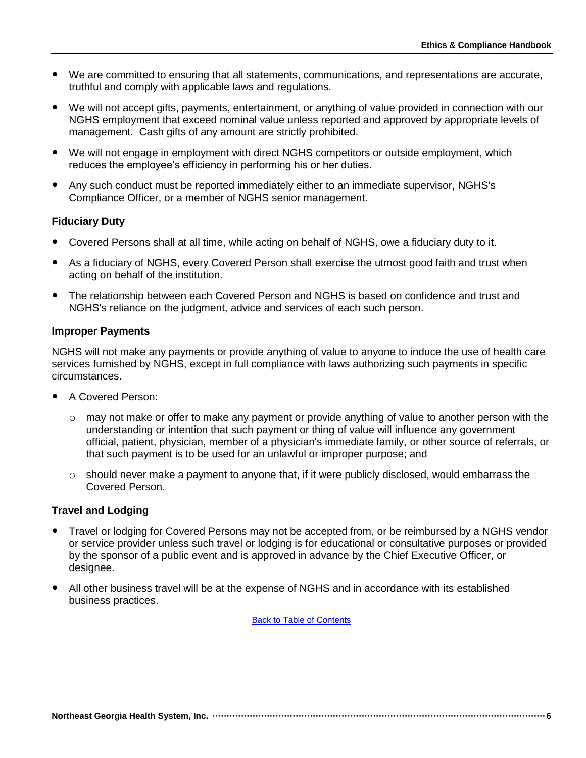- We are committed to ensuring that all statements, communications, and representations are accurate, truthful and comply with applicable laws and regulations.
- We will not accept gifts, payments, entertainment, or anything of value provided in connection with our NGHS employment that exceed nominal value unless reported and approved by appropriate levels of management. Cash gifts of any amount are strictly prohibited.
- We will not engage in employment with direct NGHS competitors or outside employment, which reduces the employee's efficiency in performing his or her duties.
- Any such conduct must be reported immediately either to an immediate supervisor, NGHS's Compliance Officer, or a member of NGHS senior management.

### Fiduciary Duty

- Covered Persons shall at all time, while acting on behalf of NGHS, owe a fiduciary duty to it.
- As a fiduciary of NGHS, every Covered Person shall exercise the utmost good faith and trust when acting on behalf of the institution.
- The relationship between each Covered Person and NGHS is based on confidence and trust and NGHS's reliance on the judgment, advice and services of each such person.

### Improper Payments

NGHS will not make any payments or provide anything of value to anyone to induce the use of health care services furnished by NGHS, except in full compliance with laws authorizing such payments in specific circumstances.

- A Covered Person:
  - may not make or offer to make any payment or provide anything of value to another person with the understanding or intention that such payment or thing of value will influence any government official, patient, physician, member of a physician's immediate family, or other source of referrals, or that such payment is to be used for an unlawful or improper purpose; and
  - should never make a payment to anyone that, if it were publicly disclosed, would embarrass the Covered Person.

### Travel and Lodging

- Travel or lodging for Covered Persons may not be accepted from, or be reimbursed by a NGHS vendor or service provider unless such travel or lodging is for educational or consultative purposes or provided by the sponsor of a public event and is approved in advance by the Chief Executive Officer, or designee.
- All other business travel will be at the expense of NGHS and in accordance with its established business practices.

Back to Table of Contents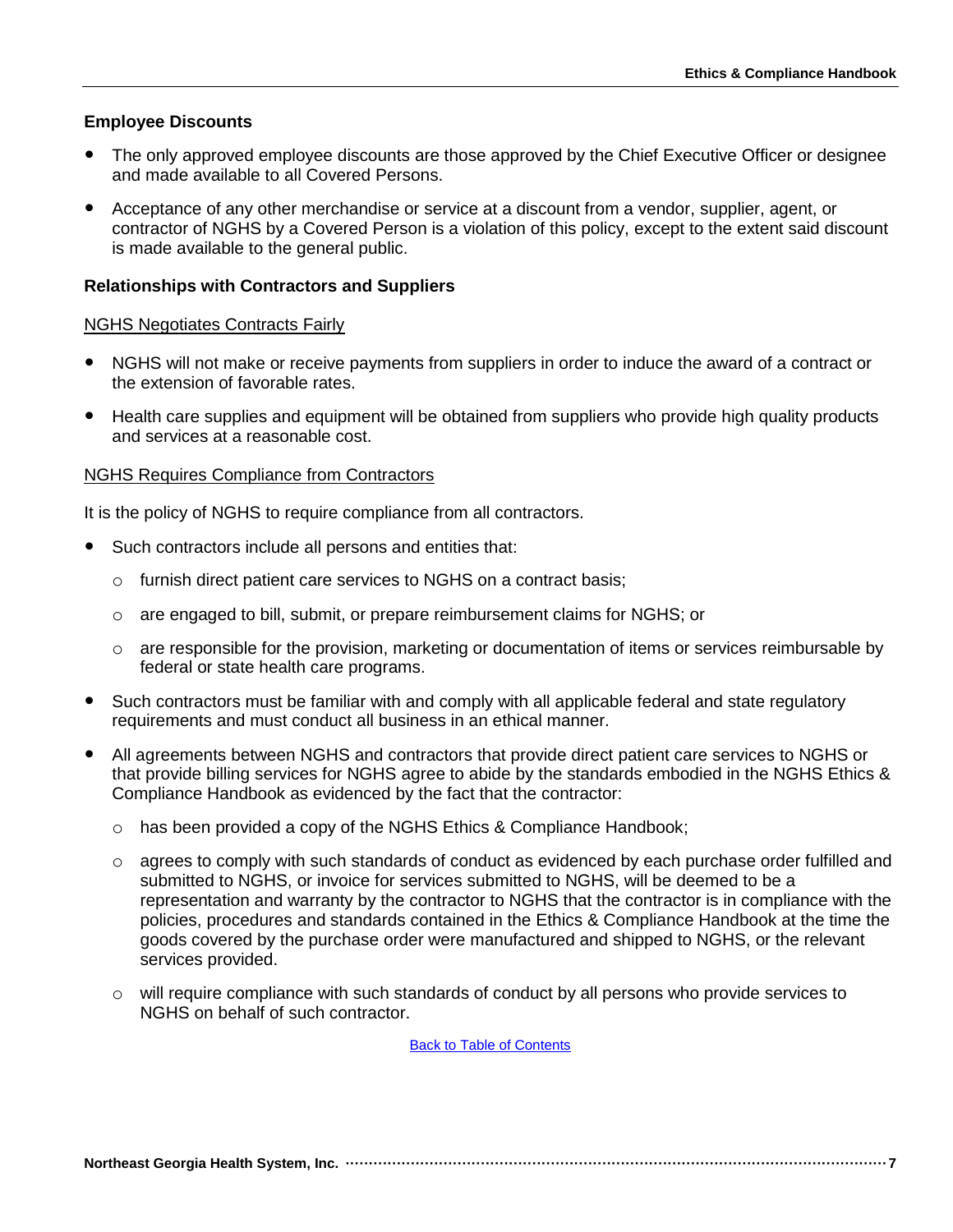### Employee Discounts

- The only approved employee discounts are those approved by the Chief Executive Officer or designee and made available to all Covered Persons.
- Acceptance of any other merchandise or service at a discount from a vendor, supplier, agent, or contractor of NGHS by a Covered Person is a violation of this policy, except to the extent said discount is made available to the general public.

### Relationships with Contractors and Suppliers

NGHS Negotiates Contracts Fairly

- NGHS will not make or receive payments from suppliers in order to induce the award of a contract or the extension of favorable rates.
- Health care supplies and equipment will be obtained from suppliers who provide high quality products and services at a reasonable cost.

NGHS Requires Compliance from Contractors

It is the policy of NGHS to require compliance from all contractors.

- Such contractors include all persons and entities that:
  - furnish direct patient care services to NGHS on a contract basis;
  - are engaged to bill, submit, or prepare reimbursement claims for NGHS; or
  - are responsible for the provision, marketing or documentation of items or services reimbursable by federal or state health care programs.
- Such contractors must be familiar with and comply with all applicable federal and state regulatory requirements and must conduct all business in an ethical manner.
- All agreements between NGHS and contractors that provide direct patient care services to NGHS or that provide billing services for NGHS agree to abide by the standards embodied in the NGHS Ethics & Compliance Handbook as evidenced by the fact that the contractor:
  - has been provided a copy of the NGHS Ethics & Compliance Handbook;
  - agrees to comply with such standards of conduct as evidenced by each purchase order fulfilled and submitted to NGHS, or invoice for services submitted to NGHS, will be deemed to be a representation and warranty by the contractor to NGHS that the contractor is in compliance with the policies, procedures and standards contained in the Ethics & Compliance Handbook at the time the goods covered by the purchase order were manufactured and shipped to NGHS, or the relevant services provided.
  - will require compliance with such standards of conduct by all persons who provide services to NGHS on behalf of such contractor.

Back to Table of Contents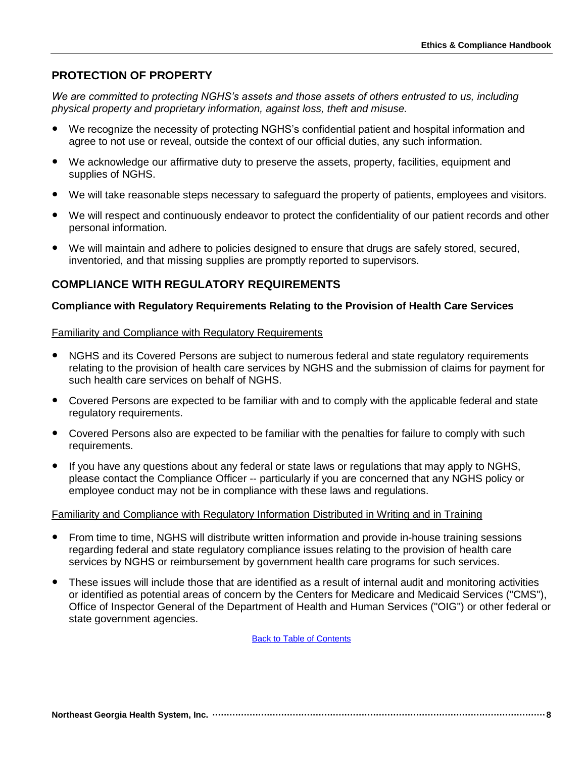## PROTECTION OF PROPERTY

*We are committed to protecting NGHS's assets and those assets of others entrusted to us, including physical property and proprietary information, against loss, theft and misuse.*

- We recognize the necessity of protecting NGHS's confidential patient and hospital information and agree to not use or reveal, outside the context of our official duties, any such information.
- We acknowledge our affirmative duty to preserve the assets, property, facilities, equipment and supplies of NGHS.
- We will take reasonable steps necessary to safeguard the property of patients, employees and visitors.
- We will respect and continuously endeavor to protect the confidentiality of our patient records and other personal information.
- We will maintain and adhere to policies designed to ensure that drugs are safely stored, secured, inventoried, and that missing supplies are promptly reported to supervisors.

## COMPLIANCE WITH REGULATORY REQUIREMENTS

### Compliance with Regulatory Requirements Relating to the Provision of Health Care Services

Familiarity and Compliance with Regulatory Requirements

- NGHS and its Covered Persons are subject to numerous federal and state regulatory requirements relating to the provision of health care services by NGHS and the submission of claims for payment for such health care services on behalf of NGHS.
- Covered Persons are expected to be familiar with and to comply with the applicable federal and state regulatory requirements.
- Covered Persons also are expected to be familiar with the penalties for failure to comply with such requirements.
- If you have any questions about any federal or state laws or regulations that may apply to NGHS, please contact the Compliance Officer -- particularly if you are concerned that any NGHS policy or employee conduct may not be in compliance with these laws and regulations.

Familiarity and Compliance with Regulatory Information Distributed in Writing and in Training

- From time to time, NGHS will distribute written information and provide in-house training sessions regarding federal and state regulatory compliance issues relating to the provision of health care services by NGHS or reimbursement by government health care programs for such services.
- These issues will include those that are identified as a result of internal audit and monitoring activities or identified as potential areas of concern by the Centers for Medicare and Medicaid Services ("CMS"), Office of Inspector General of the Department of Health and Human Services ("OIG") or other federal or state government agencies.

Back to Table of Contents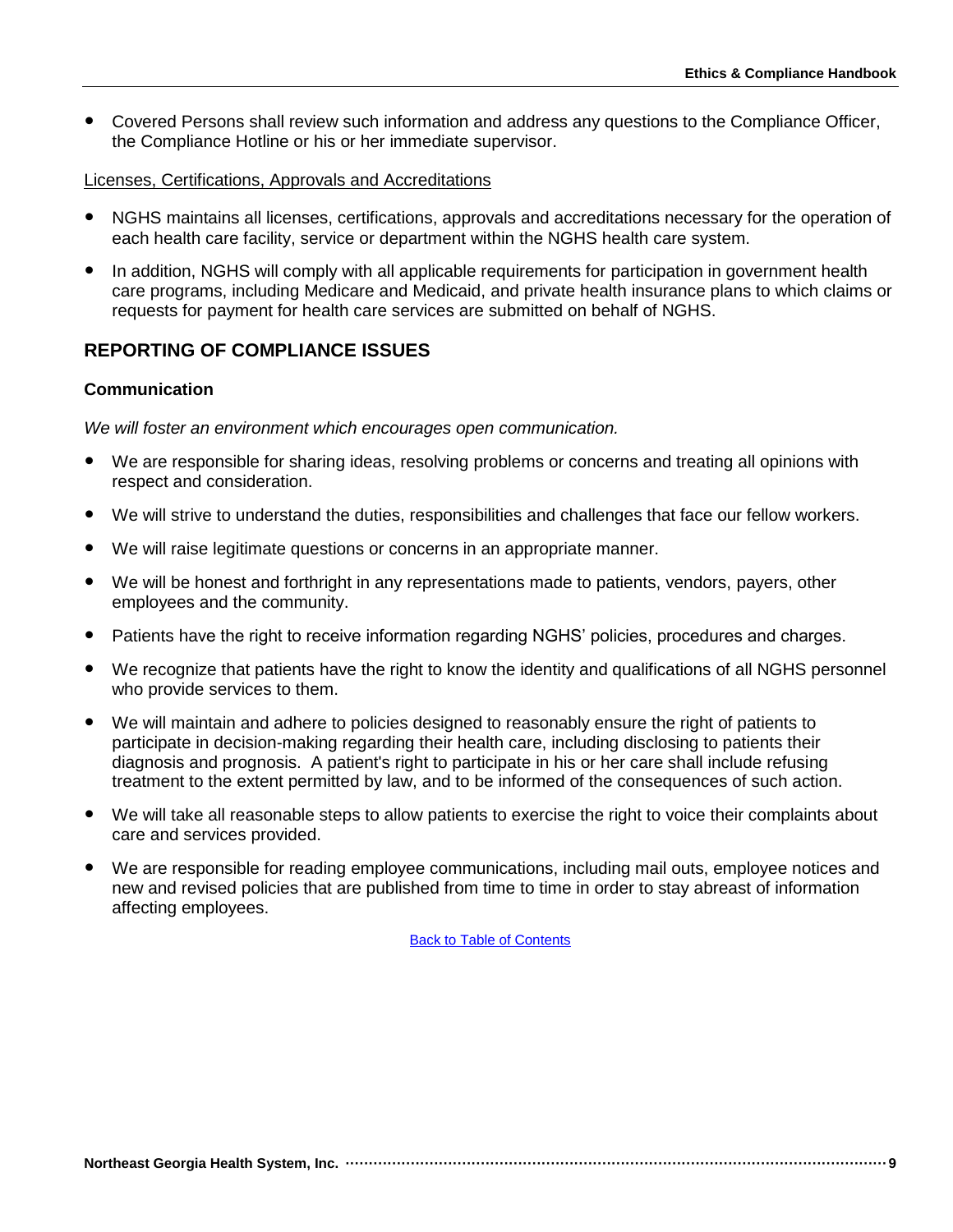- Covered Persons shall review such information and address any questions to the Compliance Officer, the Compliance Hotline or his or her immediate supervisor.

Licenses, Certifications, Approvals and Accreditations

- NGHS maintains all licenses, certifications, approvals and accreditations necessary for the operation of each health care facility, service or department within the NGHS health care system.
- In addition, NGHS will comply with all applicable requirements for participation in government health care programs, including Medicare and Medicaid, and private health insurance plans to which claims or requests for payment for health care services are submitted on behalf of NGHS.

## REPORTING OF COMPLIANCE ISSUES

### Communication

*We will foster an environment which encourages open communication.*

- We are responsible for sharing ideas, resolving problems or concerns and treating all opinions with respect and consideration.
- We will strive to understand the duties, responsibilities and challenges that face our fellow workers.
- We will raise legitimate questions or concerns in an appropriate manner.
- We will be honest and forthright in any representations made to patients, vendors, payers, other employees and the community.
- Patients have the right to receive information regarding NGHS' policies, procedures and charges.
- We recognize that patients have the right to know the identity and qualifications of all NGHS personnel who provide services to them.
- We will maintain and adhere to policies designed to reasonably ensure the right of patients to participate in decision-making regarding their health care, including disclosing to patients their diagnosis and prognosis. A patient's right to participate in his or her care shall include refusing treatment to the extent permitted by law, and to be informed of the consequences of such action.
- We will take all reasonable steps to allow patients to exercise the right to voice their complaints about care and services provided.
- We are responsible for reading employee communications, including mail outs, employee notices and new and revised policies that are published from time to time in order to stay abreast of information affecting employees.

Back to Table of Contents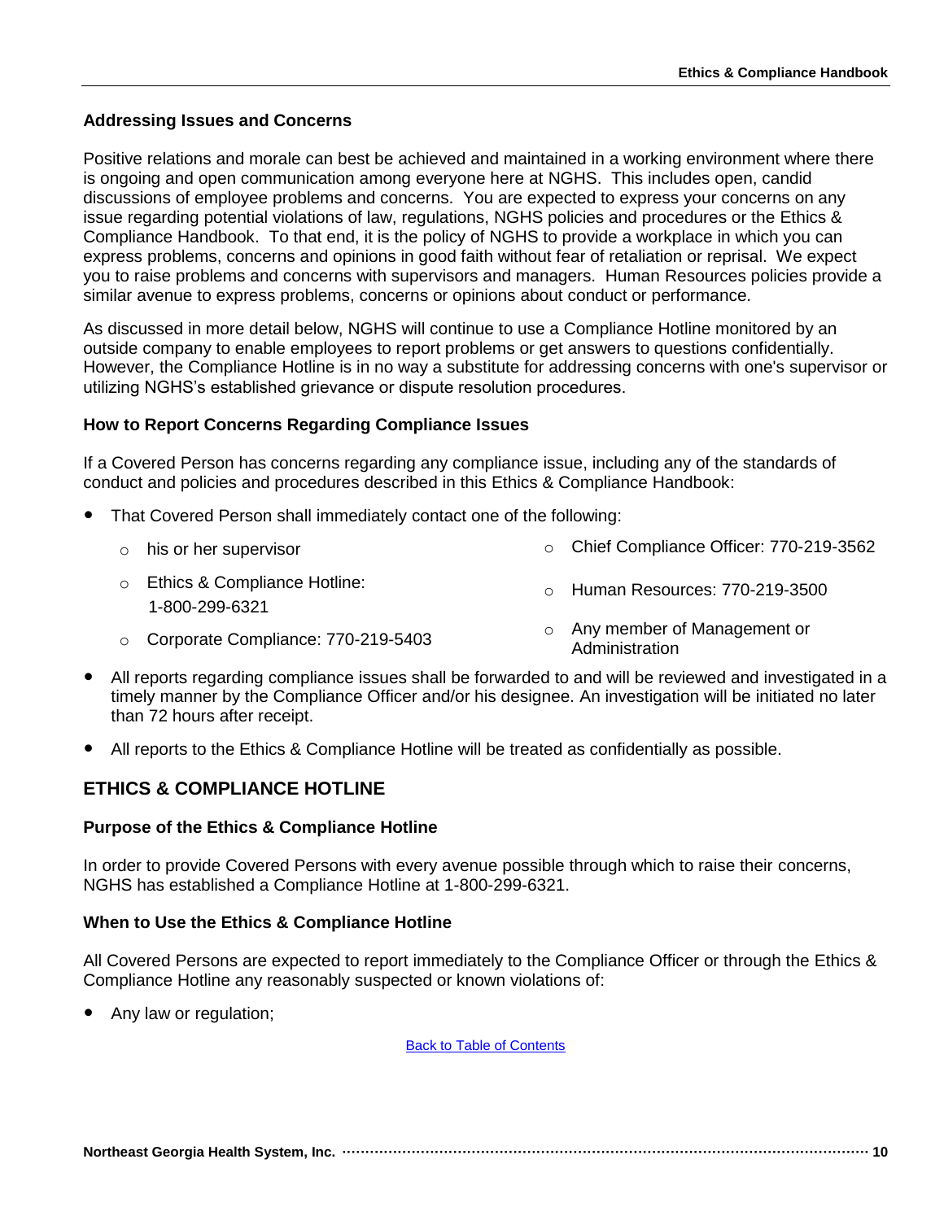### Addressing Issues and Concerns

Positive relations and morale can best be achieved and maintained in a working environment where there is ongoing and open communication among everyone here at NGHS. This includes open, candid discussions of employee problems and concerns. You are expected to express your concerns on any issue regarding potential violations of law, regulations, NGHS policies and procedures or the Ethics & Compliance Handbook. To that end, it is the policy of NGHS to provide a workplace in which you can express problems, concerns and opinions in good faith without fear of retaliation or reprisal. We expect you to raise problems and concerns with supervisors and managers. Human Resources policies provide a similar avenue to express problems, concerns or opinions about conduct or performance.

As discussed in more detail below, NGHS will continue to use a Compliance Hotline monitored by an outside company to enable employees to report problems or get answers to questions confidentially. However, the Compliance Hotline is in no way a substitute for addressing concerns with one's supervisor or utilizing NGHS's established grievance or dispute resolution procedures.

### How to Report Concerns Regarding Compliance Issues

If a Covered Person has concerns regarding any compliance issue, including any of the standards of conduct and policies and procedures described in this Ethics & Compliance Handbook:

- That Covered Person shall immediately contact one of the following:
  - his or her supervisor
  - Ethics & Compliance Hotline: 1-800-299-6321
  - Corporate Compliance: 770-219-5403
  - Chief Compliance Officer: 770-219-3562
  - Human Resources: 770-219-3500
  - Any member of Management or Administration
- All reports regarding compliance issues shall be forwarded to and will be reviewed and investigated in a timely manner by the Compliance Officer and/or his designee. An investigation will be initiated no later than 72 hours after receipt.
- All reports to the Ethics & Compliance Hotline will be treated as confidentially as possible.

## ETHICS & COMPLIANCE HOTLINE

### Purpose of the Ethics & Compliance Hotline

In order to provide Covered Persons with every avenue possible through which to raise their concerns, NGHS has established a Compliance Hotline at 1-800-299-6321.

### When to Use the Ethics & Compliance Hotline

All Covered Persons are expected to report immediately to the Compliance Officer or through the Ethics & Compliance Hotline any reasonably suspected or known violations of:

- Any law or regulation;

Back to Table of Contents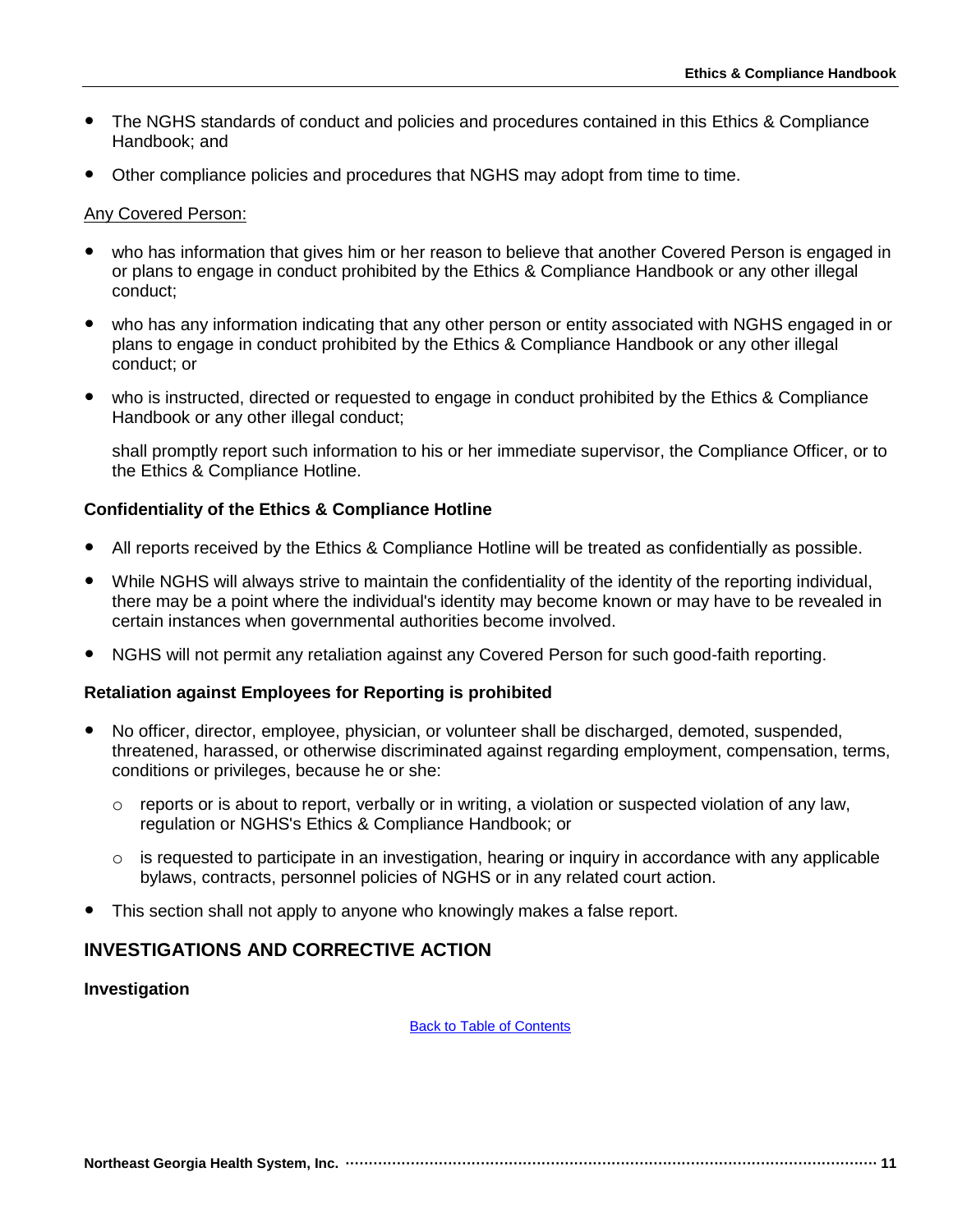- The NGHS standards of conduct and policies and procedures contained in this Ethics & Compliance Handbook; and
- Other compliance policies and procedures that NGHS may adopt from time to time.

Any Covered Person:

- who has information that gives him or her reason to believe that another Covered Person is engaged in or plans to engage in conduct prohibited by the Ethics & Compliance Handbook or any other illegal conduct;
- who has any information indicating that any other person or entity associated with NGHS engaged in or plans to engage in conduct prohibited by the Ethics & Compliance Handbook or any other illegal conduct; or
- who is instructed, directed or requested to engage in conduct prohibited by the Ethics & Compliance Handbook or any other illegal conduct;

  shall promptly report such information to his or her immediate supervisor, the Compliance Officer, or to the Ethics & Compliance Hotline.

**Confidentiality of the Ethics & Compliance Hotline**

- All reports received by the Ethics & Compliance Hotline will be treated as confidentially as possible.
- While NGHS will always strive to maintain the confidentiality of the identity of the reporting individual, there may be a point where the individual's identity may become known or may have to be revealed in certain instances when governmental authorities become involved.
- NGHS will not permit any retaliation against any Covered Person for such good-faith reporting.

**Retaliation against Employees for Reporting is prohibited**

- No officer, director, employee, physician, or volunteer shall be discharged, demoted, suspended, threatened, harassed, or otherwise discriminated against regarding employment, compensation, terms, conditions or privileges, because he or she:
  - reports or is about to report, verbally or in writing, a violation or suspected violation of any law, regulation or NGHS's Ethics & Compliance Handbook; or
  - is requested to participate in an investigation, hearing or inquiry in accordance with any applicable bylaws, contracts, personnel policies of NGHS or in any related court action.
- This section shall not apply to anyone who knowingly makes a false report.

## INVESTIGATIONS AND CORRECTIVE ACTION

**Investigation**

Back to Table of Contents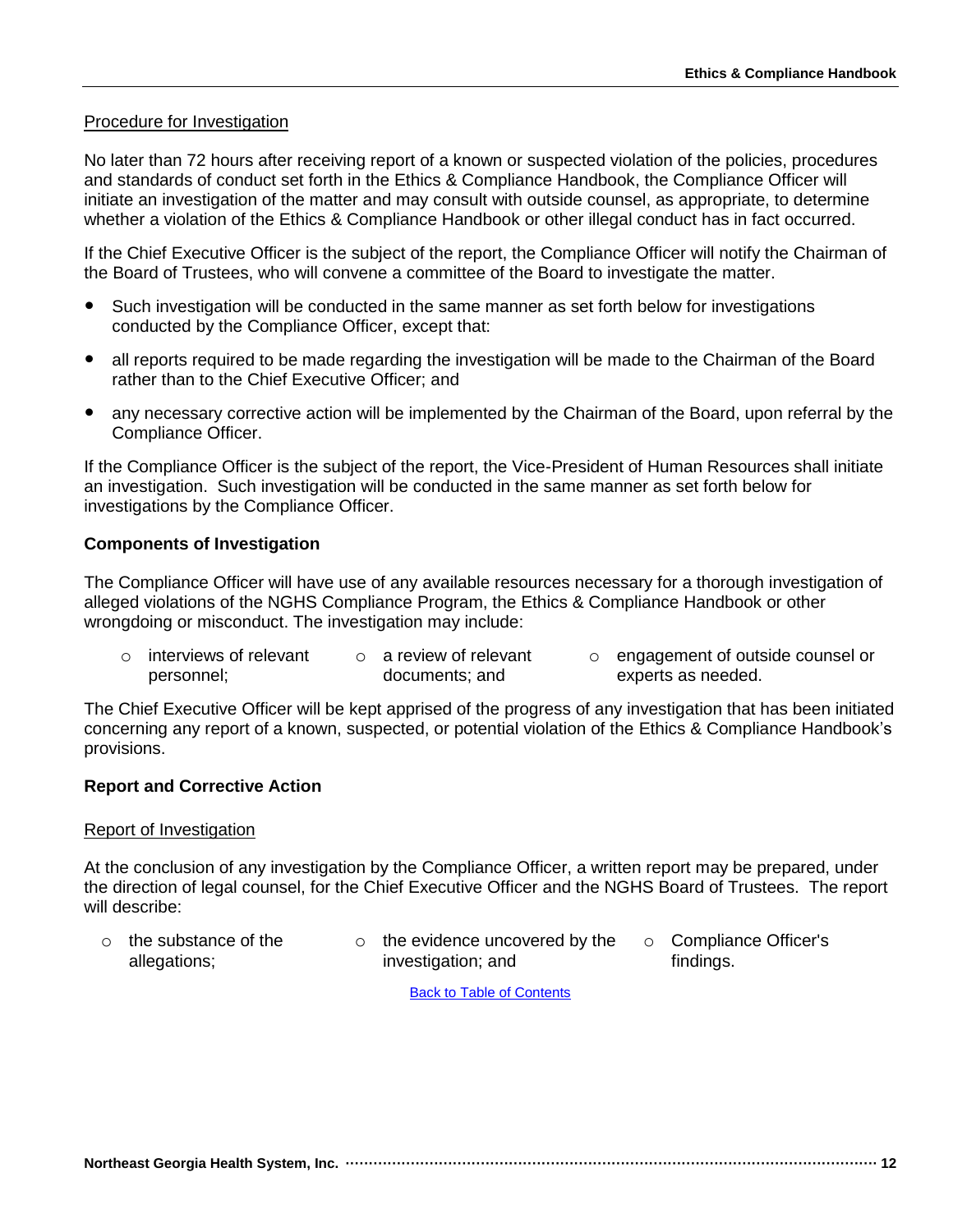Procedure for Investigation

No later than 72 hours after receiving report of a known or suspected violation of the policies, procedures and standards of conduct set forth in the Ethics & Compliance Handbook, the Compliance Officer will initiate an investigation of the matter and may consult with outside counsel, as appropriate, to determine whether a violation of the Ethics & Compliance Handbook or other illegal conduct has in fact occurred.

If the Chief Executive Officer is the subject of the report, the Compliance Officer will notify the Chairman of the Board of Trustees, who will convene a committee of the Board to investigate the matter.

- Such investigation will be conducted in the same manner as set forth below for investigations conducted by the Compliance Officer, except that:
- all reports required to be made regarding the investigation will be made to the Chairman of the Board rather than to the Chief Executive Officer; and
- any necessary corrective action will be implemented by the Chairman of the Board, upon referral by the Compliance Officer.

If the Compliance Officer is the subject of the report, the Vice-President of Human Resources shall initiate an investigation. Such investigation will be conducted in the same manner as set forth below for investigations by the Compliance Officer.

**Components of Investigation**

The Compliance Officer will have use of any available resources necessary for a thorough investigation of alleged violations of the NGHS Compliance Program, the Ethics & Compliance Handbook or other wrongdoing or misconduct. The investigation may include:

- interviews of relevant personnel;
- a review of relevant documents; and
- engagement of outside counsel or experts as needed.

The Chief Executive Officer will be kept apprised of the progress of any investigation that has been initiated concerning any report of a known, suspected, or potential violation of the Ethics & Compliance Handbook's provisions.

**Report and Corrective Action**

Report of Investigation

At the conclusion of any investigation by the Compliance Officer, a written report may be prepared, under the direction of legal counsel, for the Chief Executive Officer and the NGHS Board of Trustees. The report will describe:

- the substance of the allegations;
- the evidence uncovered by the investigation; and
- Compliance Officer's findings.

Back to Table of Contents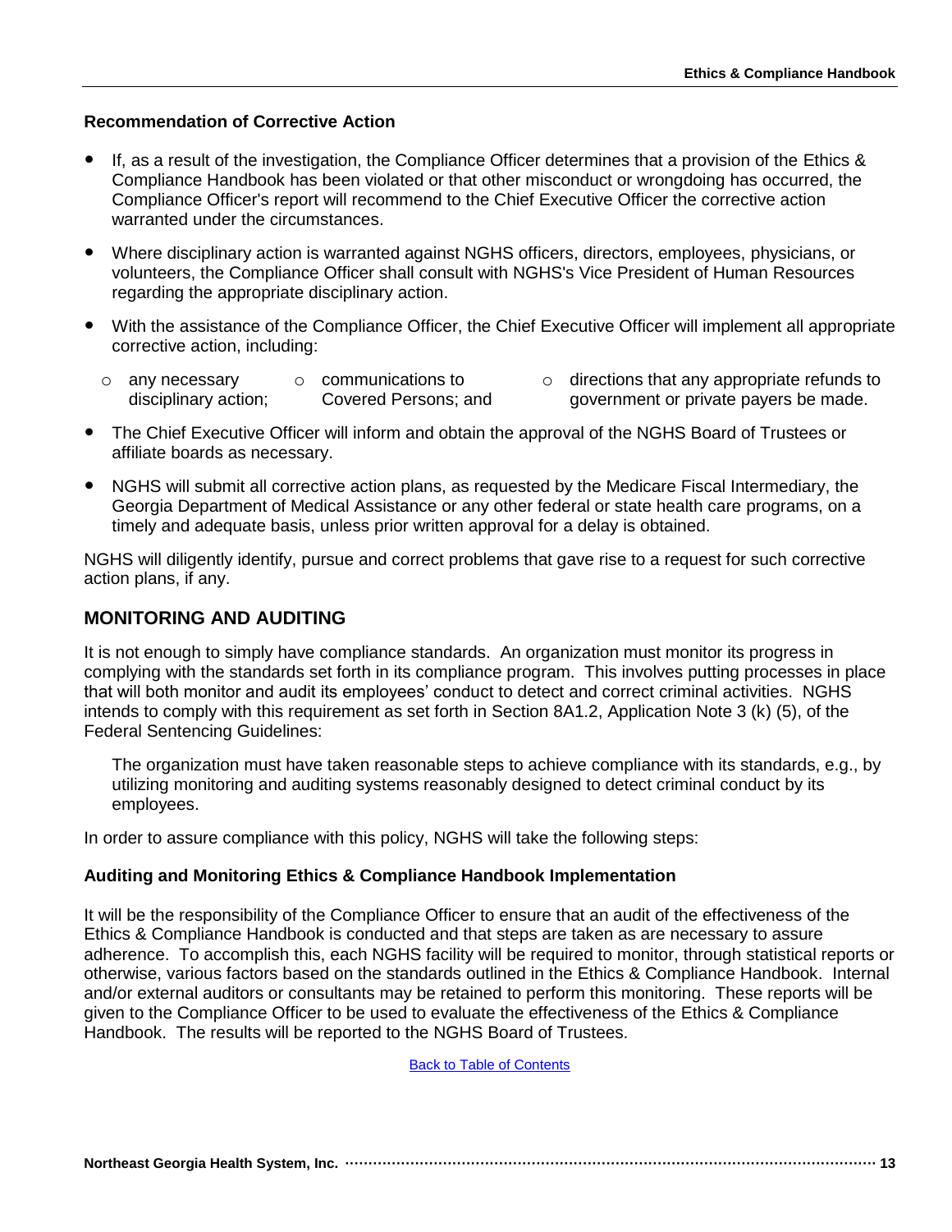### Recommendation of Corrective Action

- If, as a result of the investigation, the Compliance Officer determines that a provision of the Ethics & Compliance Handbook has been violated or that other misconduct or wrongdoing has occurred, the Compliance Officer's report will recommend to the Chief Executive Officer the corrective action warranted under the circumstances.
- Where disciplinary action is warranted against NGHS officers, directors, employees, physicians, or volunteers, the Compliance Officer shall consult with NGHS's Vice President of Human Resources regarding the appropriate disciplinary action.
- With the assistance of the Compliance Officer, the Chief Executive Officer will implement all appropriate corrective action, including:
  - any necessary disciplinary action;
  - communications to Covered Persons; and
  - directions that any appropriate refunds to government or private payers be made.
- The Chief Executive Officer will inform and obtain the approval of the NGHS Board of Trustees or affiliate boards as necessary.
- NGHS will submit all corrective action plans, as requested by the Medicare Fiscal Intermediary, the Georgia Department of Medical Assistance or any other federal or state health care programs, on a timely and adequate basis, unless prior written approval for a delay is obtained.

NGHS will diligently identify, pursue and correct problems that gave rise to a request for such corrective action plans, if any.

## MONITORING AND AUDITING

It is not enough to simply have compliance standards. An organization must monitor its progress in complying with the standards set forth in its compliance program. This involves putting processes in place that will both monitor and audit its employees' conduct to detect and correct criminal activities. NGHS intends to comply with this requirement as set forth in Section 8A1.2, Application Note 3 (k) (5), of the Federal Sentencing Guidelines:

> The organization must have taken reasonable steps to achieve compliance with its standards, e.g., by utilizing monitoring and auditing systems reasonably designed to detect criminal conduct by its employees.

In order to assure compliance with this policy, NGHS will take the following steps:

### Auditing and Monitoring Ethics & Compliance Handbook Implementation

It will be the responsibility of the Compliance Officer to ensure that an audit of the effectiveness of the Ethics & Compliance Handbook is conducted and that steps are taken as are necessary to assure adherence. To accomplish this, each NGHS facility will be required to monitor, through statistical reports or otherwise, various factors based on the standards outlined in the Ethics & Compliance Handbook. Internal and/or external auditors or consultants may be retained to perform this monitoring. These reports will be given to the Compliance Officer to be used to evaluate the effectiveness of the Ethics & Compliance Handbook. The results will be reported to the NGHS Board of Trustees.

Back to Table of Contents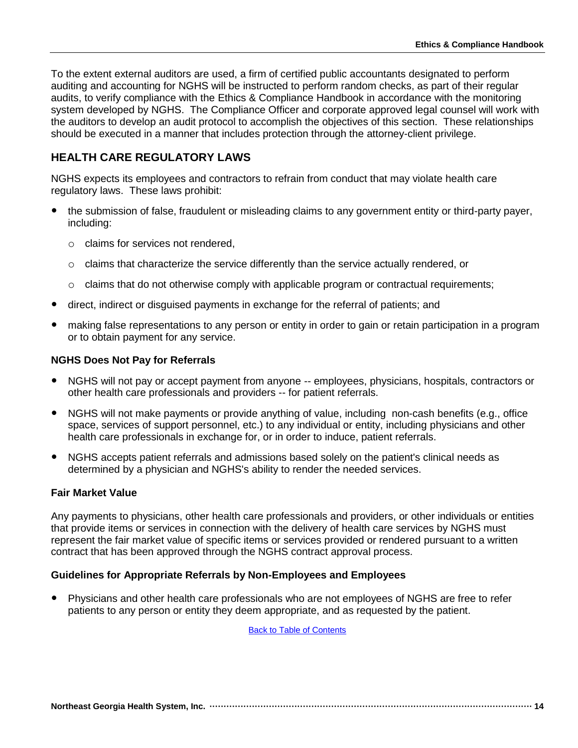To the extent external auditors are used, a firm of certified public accountants designated to perform auditing and accounting for NGHS will be instructed to perform random checks, as part of their regular audits, to verify compliance with the Ethics & Compliance Handbook in accordance with the monitoring system developed by NGHS. The Compliance Officer and corporate approved legal counsel will work with the auditors to develop an audit protocol to accomplish the objectives of this section. These relationships should be executed in a manner that includes protection through the attorney-client privilege.

## HEALTH CARE REGULATORY LAWS

NGHS expects its employees and contractors to refrain from conduct that may violate health care regulatory laws. These laws prohibit:

- the submission of false, fraudulent or misleading claims to any government entity or third-party payer, including:
  - claims for services not rendered,
  - claims that characterize the service differently than the service actually rendered, or
  - claims that do not otherwise comply with applicable program or contractual requirements;
- direct, indirect or disguised payments in exchange for the referral of patients; and
- making false representations to any person or entity in order to gain or retain participation in a program or to obtain payment for any service.

### NGHS Does Not Pay for Referrals

- NGHS will not pay or accept payment from anyone -- employees, physicians, hospitals, contractors or other health care professionals and providers -- for patient referrals.
- NGHS will not make payments or provide anything of value, including non-cash benefits (e.g., office space, services of support personnel, etc.) to any individual or entity, including physicians and other health care professionals in exchange for, or in order to induce, patient referrals.
- NGHS accepts patient referrals and admissions based solely on the patient's clinical needs as determined by a physician and NGHS's ability to render the needed services.

### Fair Market Value

Any payments to physicians, other health care professionals and providers, or other individuals or entities that provide items or services in connection with the delivery of health care services by NGHS must represent the fair market value of specific items or services provided or rendered pursuant to a written contract that has been approved through the NGHS contract approval process.

### Guidelines for Appropriate Referrals by Non-Employees and Employees

- Physicians and other health care professionals who are not employees of NGHS are free to refer patients to any person or entity they deem appropriate, and as requested by the patient.

Back to Table of Contents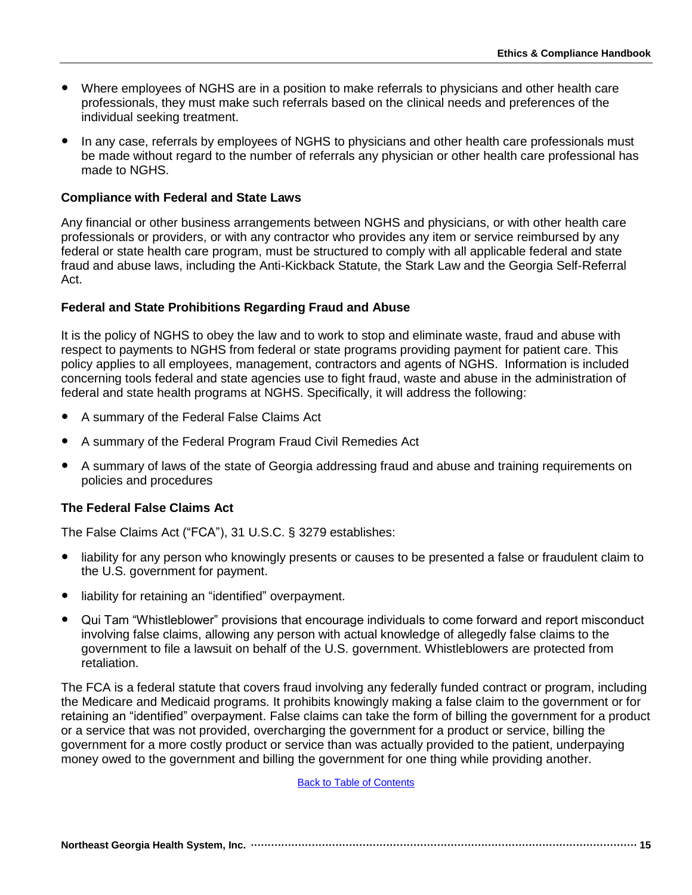- Where employees of NGHS are in a position to make referrals to physicians and other health care professionals, they must make such referrals based on the clinical needs and preferences of the individual seeking treatment.
- In any case, referrals by employees of NGHS to physicians and other health care professionals must be made without regard to the number of referrals any physician or other health care professional has made to NGHS.

### Compliance with Federal and State Laws

Any financial or other business arrangements between NGHS and physicians, or with other health care professionals or providers, or with any contractor who provides any item or service reimbursed by any federal or state health care program, must be structured to comply with all applicable federal and state fraud and abuse laws, including the Anti-Kickback Statute, the Stark Law and the Georgia Self-Referral Act.

### Federal and State Prohibitions Regarding Fraud and Abuse

It is the policy of NGHS to obey the law and to work to stop and eliminate waste, fraud and abuse with respect to payments to NGHS from federal or state programs providing payment for patient care. This policy applies to all employees, management, contractors and agents of NGHS. Information is included concerning tools federal and state agencies use to fight fraud, waste and abuse in the administration of federal and state health programs at NGHS. Specifically, it will address the following:

- A summary of the Federal False Claims Act
- A summary of the Federal Program Fraud Civil Remedies Act
- A summary of laws of the state of Georgia addressing fraud and abuse and training requirements on policies and procedures

### The Federal False Claims Act

The False Claims Act ("FCA"), 31 U.S.C. § 3279 establishes:

- liability for any person who knowingly presents or causes to be presented a false or fraudulent claim to the U.S. government for payment.
- liability for retaining an "identified" overpayment.
- Qui Tam "Whistleblower" provisions that encourage individuals to come forward and report misconduct involving false claims, allowing any person with actual knowledge of allegedly false claims to the government to file a lawsuit on behalf of the U.S. government. Whistleblowers are protected from retaliation.

The FCA is a federal statute that covers fraud involving any federally funded contract or program, including the Medicare and Medicaid programs. It prohibits knowingly making a false claim to the government or for retaining an "identified" overpayment. False claims can take the form of billing the government for a product or a service that was not provided, overcharging the government for a product or service, billing the government for a more costly product or service than was actually provided to the patient, underpaying money owed to the government and billing the government for one thing while providing another.

Back to Table of Contents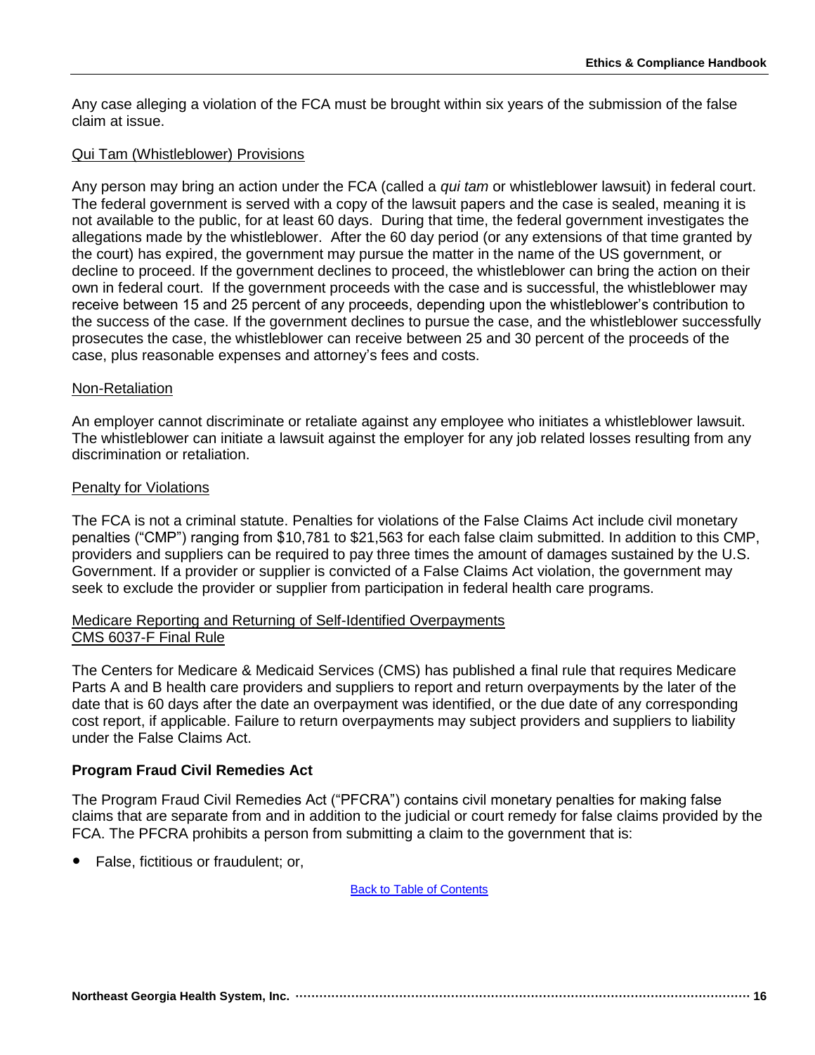Any case alleging a violation of the FCA must be brought within six years of the submission of the false claim at issue.

Qui Tam (Whistleblower) Provisions

Any person may bring an action under the FCA (called a *qui tam* or whistleblower lawsuit) in federal court. The federal government is served with a copy of the lawsuit papers and the case is sealed, meaning it is not available to the public, for at least 60 days. During that time, the federal government investigates the allegations made by the whistleblower. After the 60 day period (or any extensions of that time granted by the court) has expired, the government may pursue the matter in the name of the US government, or decline to proceed. If the government declines to proceed, the whistleblower can bring the action on their own in federal court. If the government proceeds with the case and is successful, the whistleblower may receive between 15 and 25 percent of any proceeds, depending upon the whistleblower's contribution to the success of the case. If the government declines to pursue the case, and the whistleblower successfully prosecutes the case, the whistleblower can receive between 25 and 30 percent of the proceeds of the case, plus reasonable expenses and attorney's fees and costs.

Non-Retaliation

An employer cannot discriminate or retaliate against any employee who initiates a whistleblower lawsuit. The whistleblower can initiate a lawsuit against the employer for any job related losses resulting from any discrimination or retaliation.

Penalty for Violations

The FCA is not a criminal statute. Penalties for violations of the False Claims Act include civil monetary penalties ("CMP") ranging from $10,781 to $21,563 for each false claim submitted. In addition to this CMP, providers and suppliers can be required to pay three times the amount of damages sustained by the U.S. Government. If a provider or supplier is convicted of a False Claims Act violation, the government may seek to exclude the provider or supplier from participation in federal health care programs.

Medicare Reporting and Returning of Self-Identified Overpayments
CMS 6037-F Final Rule

The Centers for Medicare & Medicaid Services (CMS) has published a final rule that requires Medicare Parts A and B health care providers and suppliers to report and return overpayments by the later of the date that is 60 days after the date an overpayment was identified, or the due date of any corresponding cost report, if applicable. Failure to return overpayments may subject providers and suppliers to liability under the False Claims Act.

**Program Fraud Civil Remedies Act**

The Program Fraud Civil Remedies Act ("PFCRA") contains civil monetary penalties for making false claims that are separate from and in addition to the judicial or court remedy for false claims provided by the FCA. The PFCRA prohibits a person from submitting a claim to the government that is:

- False, fictitious or fraudulent; or,

Back to Table of Contents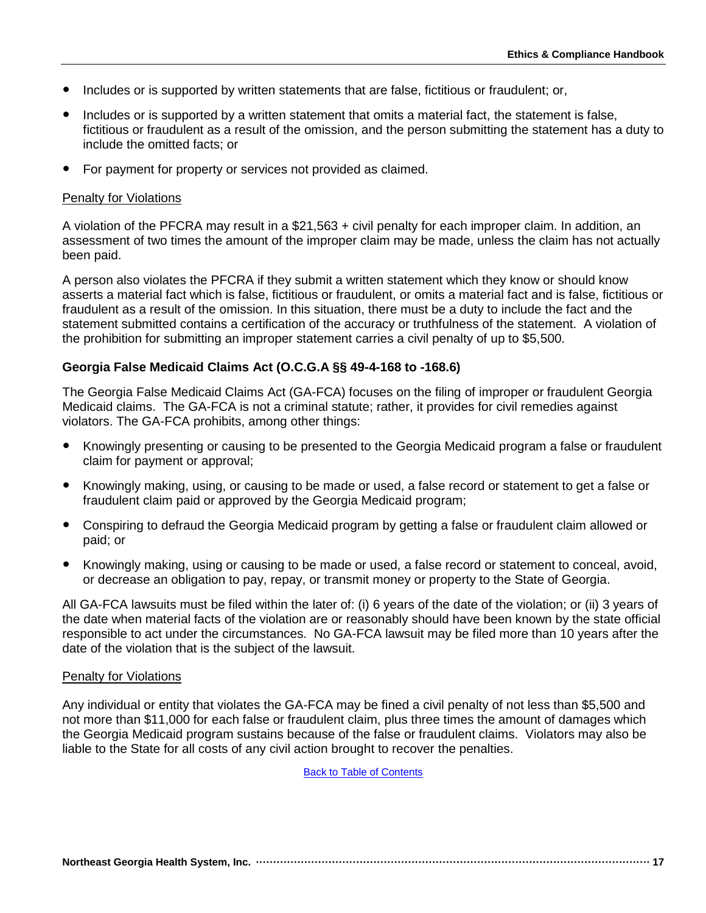- Includes or is supported by written statements that are false, fictitious or fraudulent; or,
- Includes or is supported by a written statement that omits a material fact, the statement is false, fictitious or fraudulent as a result of the omission, and the person submitting the statement has a duty to include the omitted facts; or
- For payment for property or services not provided as claimed.

Penalty for Violations

A violation of the PFCRA may result in a $21,563 + civil penalty for each improper claim. In addition, an assessment of two times the amount of the improper claim may be made, unless the claim has not actually been paid.

A person also violates the PFCRA if they submit a written statement which they know or should know asserts a material fact which is false, fictitious or fraudulent, or omits a material fact and is false, fictitious or fraudulent as a result of the omission. In this situation, there must be a duty to include the fact and the statement submitted contains a certification of the accuracy or truthfulness of the statement. A violation of the prohibition for submitting an improper statement carries a civil penalty of up to $5,500.

### Georgia False Medicaid Claims Act (O.C.G.A §§ 49-4-168 to -168.6)

The Georgia False Medicaid Claims Act (GA-FCA) focuses on the filing of improper or fraudulent Georgia Medicaid claims. The GA-FCA is not a criminal statute; rather, it provides for civil remedies against violators. The GA-FCA prohibits, among other things:

- Knowingly presenting or causing to be presented to the Georgia Medicaid program a false or fraudulent claim for payment or approval;
- Knowingly making, using, or causing to be made or used, a false record or statement to get a false or fraudulent claim paid or approved by the Georgia Medicaid program;
- Conspiring to defraud the Georgia Medicaid program by getting a false or fraudulent claim allowed or paid; or
- Knowingly making, using or causing to be made or used, a false record or statement to conceal, avoid, or decrease an obligation to pay, repay, or transmit money or property to the State of Georgia.

All GA-FCA lawsuits must be filed within the later of: (i) 6 years of the date of the violation; or (ii) 3 years of the date when material facts of the violation are or reasonably should have been known by the state official responsible to act under the circumstances. No GA-FCA lawsuit may be filed more than 10 years after the date of the violation that is the subject of the lawsuit.

Penalty for Violations

Any individual or entity that violates the GA-FCA may be fined a civil penalty of not less than $5,500 and not more than $11,000 for each false or fraudulent claim, plus three times the amount of damages which the Georgia Medicaid program sustains because of the false or fraudulent claims. Violators may also be liable to the State for all costs of any civil action brought to recover the penalties.

Back to Table of Contents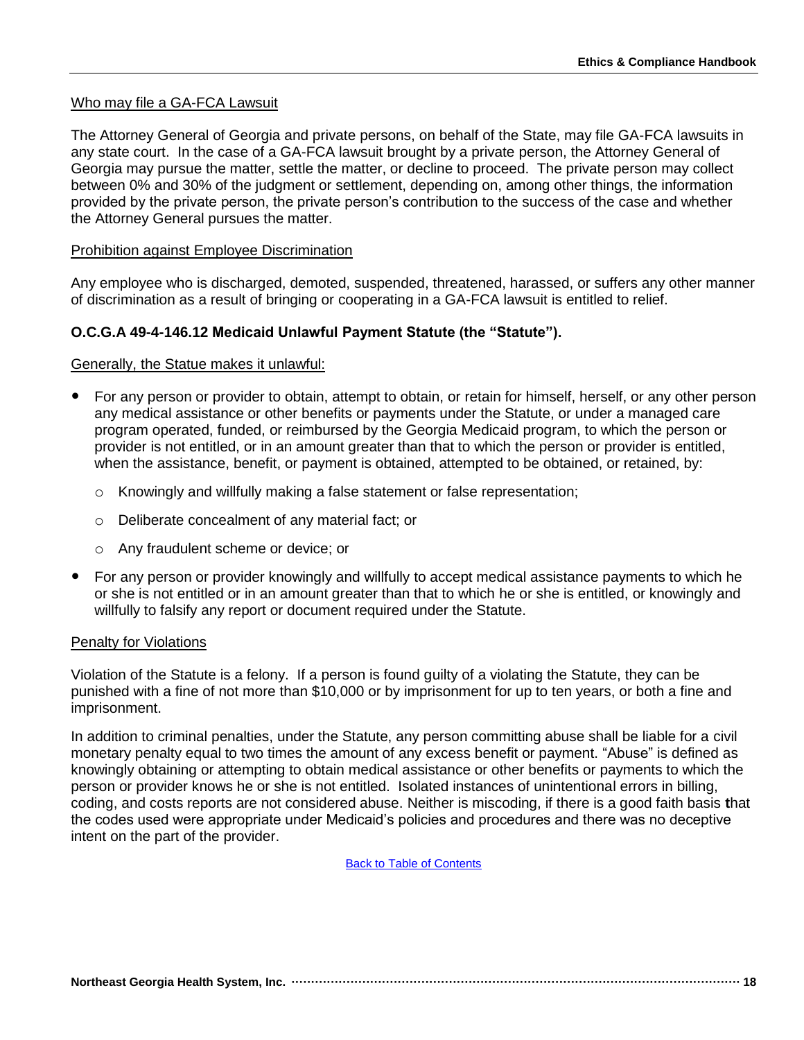Who may file a GA-FCA Lawsuit

The Attorney General of Georgia and private persons, on behalf of the State, may file GA-FCA lawsuits in any state court. In the case of a GA-FCA lawsuit brought by a private person, the Attorney General of Georgia may pursue the matter, settle the matter, or decline to proceed. The private person may collect between 0% and 30% of the judgment or settlement, depending on, among other things, the information provided by the private person, the private person's contribution to the success of the case and whether the Attorney General pursues the matter.

Prohibition against Employee Discrimination

Any employee who is discharged, demoted, suspended, threatened, harassed, or suffers any other manner of discrimination as a result of bringing or cooperating in a GA-FCA lawsuit is entitled to relief.

**O.C.G.A 49-4-146.12 Medicaid Unlawful Payment Statute (the "Statute").**

Generally, the Statue makes it unlawful:

- For any person or provider to obtain, attempt to obtain, or retain for himself, herself, or any other person any medical assistance or other benefits or payments under the Statute, or under a managed care program operated, funded, or reimbursed by the Georgia Medicaid program, to which the person or provider is not entitled, or in an amount greater than that to which the person or provider is entitled, when the assistance, benefit, or payment is obtained, attempted to be obtained, or retained, by:
  - Knowingly and willfully making a false statement or false representation;
  - Deliberate concealment of any material fact; or
  - Any fraudulent scheme or device; or
- For any person or provider knowingly and willfully to accept medical assistance payments to which he or she is not entitled or in an amount greater than that to which he or she is entitled, or knowingly and willfully to falsify any report or document required under the Statute.

Penalty for Violations

Violation of the Statute is a felony. If a person is found guilty of a violating the Statute, they can be punished with a fine of not more than $10,000 or by imprisonment for up to ten years, or both a fine and imprisonment.

In addition to criminal penalties, under the Statute, any person committing abuse shall be liable for a civil monetary penalty equal to two times the amount of any excess benefit or payment. "Abuse" is defined as knowingly obtaining or attempting to obtain medical assistance or other benefits or payments to which the person or provider knows he or she is not entitled. Isolated instances of unintentional errors in billing, coding, and costs reports are not considered abuse. Neither is miscoding, if there is a good faith basis that the codes used were appropriate under Medicaid's policies and procedures and there was no deceptive intent on the part of the provider.

Back to Table of Contents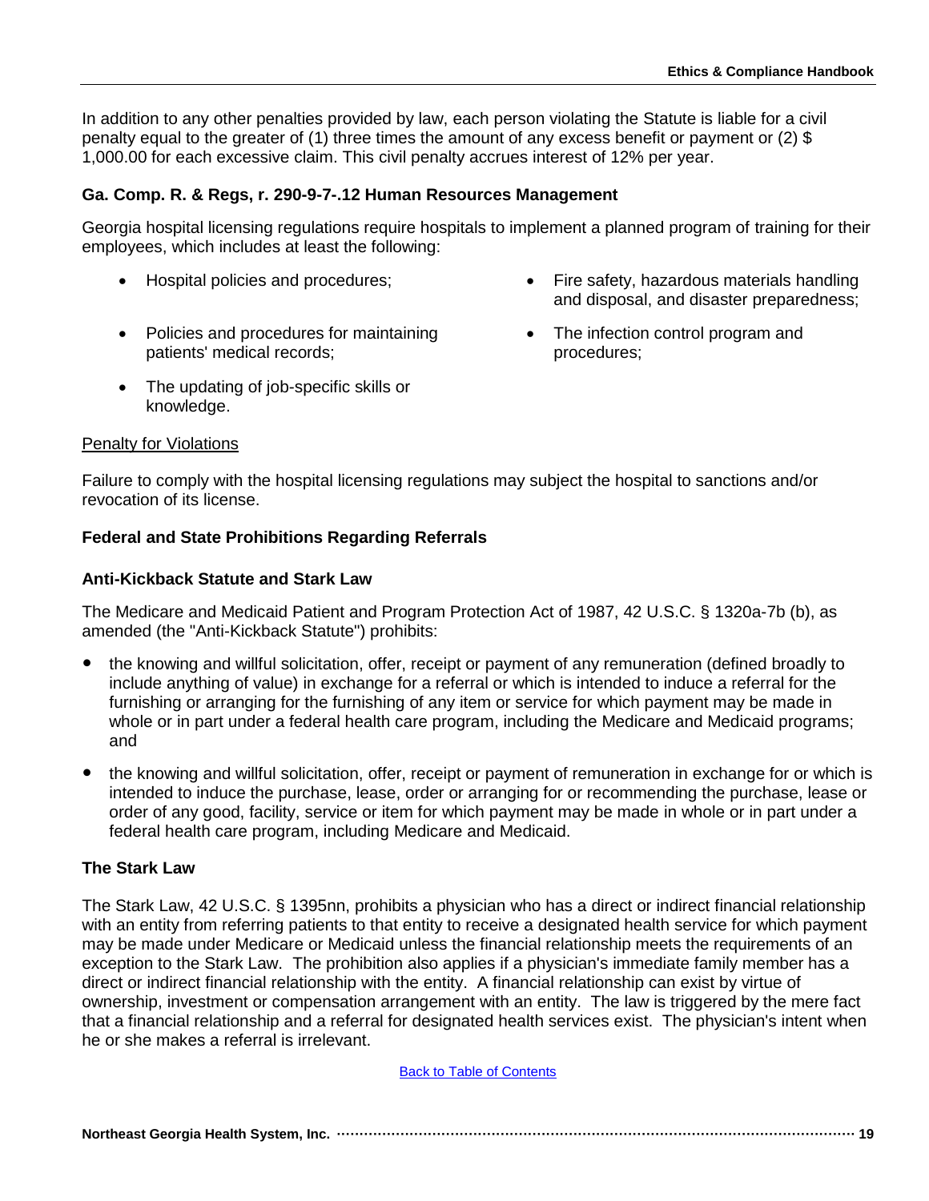In addition to any other penalties provided by law, each person violating the Statute is liable for a civil penalty equal to the greater of (1) three times the amount of any excess benefit or payment or (2) $ 1,000.00 for each excessive claim. This civil penalty accrues interest of 12% per year.

### Ga. Comp. R. & Regs, r. 290-9-7-.12 Human Resources Management

Georgia hospital licensing regulations require hospitals to implement a planned program of training for their employees, which includes at least the following:

- Hospital policies and procedures;
- Policies and procedures for maintaining patients' medical records;
- The updating of job-specific skills or knowledge.
- Fire safety, hazardous materials handling and disposal, and disaster preparedness;
- The infection control program and procedures;

<u>Penalty for Violations</u>

Failure to comply with the hospital licensing regulations may subject the hospital to sanctions and/or revocation of its license.

### Federal and State Prohibitions Regarding Referrals

### Anti-Kickback Statute and Stark Law

The Medicare and Medicaid Patient and Program Protection Act of 1987, 42 U.S.C. § 1320a-7b (b), as amended (the "Anti-Kickback Statute") prohibits:

- the knowing and willful solicitation, offer, receipt or payment of any remuneration (defined broadly to include anything of value) in exchange for a referral or which is intended to induce a referral for the furnishing or arranging for the furnishing of any item or service for which payment may be made in whole or in part under a federal health care program, including the Medicare and Medicaid programs; and
- the knowing and willful solicitation, offer, receipt or payment of remuneration in exchange for or which is intended to induce the purchase, lease, order or arranging for or recommending the purchase, lease or order of any good, facility, service or item for which payment may be made in whole or in part under a federal health care program, including Medicare and Medicaid.

### The Stark Law

The Stark Law, 42 U.S.C. § 1395nn, prohibits a physician who has a direct or indirect financial relationship with an entity from referring patients to that entity to receive a designated health service for which payment may be made under Medicare or Medicaid unless the financial relationship meets the requirements of an exception to the Stark Law. The prohibition also applies if a physician's immediate family member has a direct or indirect financial relationship with the entity. A financial relationship can exist by virtue of ownership, investment or compensation arrangement with an entity. The law is triggered by the mere fact that a financial relationship and a referral for designated health services exist. The physician's intent when he or she makes a referral is irrelevant.

Back to Table of Contents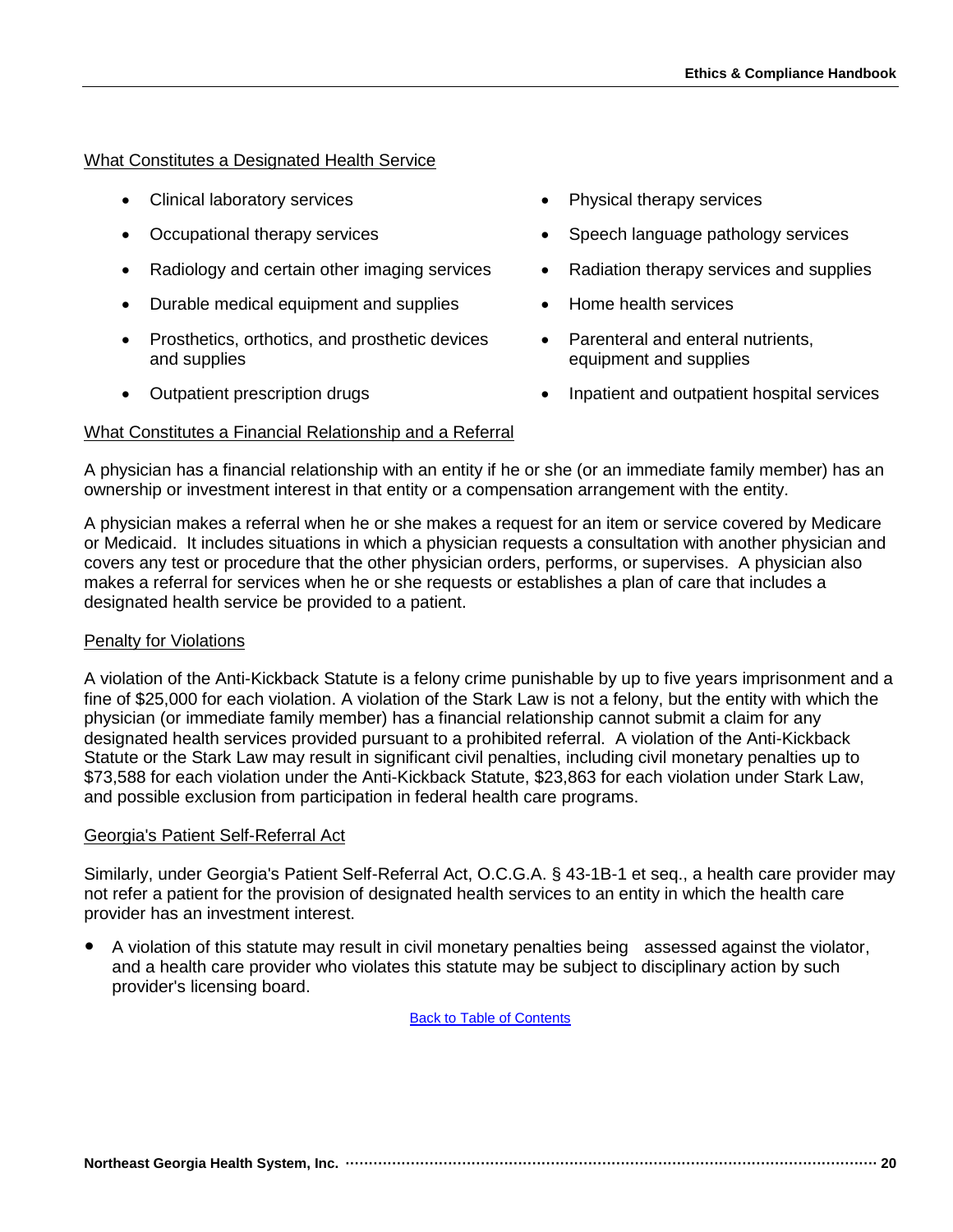### What Constitutes a Designated Health Service

- Clinical laboratory services
- Occupational therapy services
- Radiology and certain other imaging services
- Durable medical equipment and supplies
- Prosthetics, orthotics, and prosthetic devices and supplies
- Outpatient prescription drugs
- Physical therapy services
- Speech language pathology services
- Radiation therapy services and supplies
- Home health services
- Parenteral and enteral nutrients, equipment and supplies
- Inpatient and outpatient hospital services

### What Constitutes a Financial Relationship and a Referral

A physician has a financial relationship with an entity if he or she (or an immediate family member) has an ownership or investment interest in that entity or a compensation arrangement with the entity.

A physician makes a referral when he or she makes a request for an item or service covered by Medicare or Medicaid. It includes situations in which a physician requests a consultation with another physician and covers any test or procedure that the other physician orders, performs, or supervises. A physician also makes a referral for services when he or she requests or establishes a plan of care that includes a designated health service be provided to a patient.

### Penalty for Violations

A violation of the Anti-Kickback Statute is a felony crime punishable by up to five years imprisonment and a fine of $25,000 for each violation. A violation of the Stark Law is not a felony, but the entity with which the physician (or immediate family member) has a financial relationship cannot submit a claim for any designated health services provided pursuant to a prohibited referral. A violation of the Anti-Kickback Statute or the Stark Law may result in significant civil penalties, including civil monetary penalties up to $73,588 for each violation under the Anti-Kickback Statute, $23,863 for each violation under Stark Law, and possible exclusion from participation in federal health care programs.

### Georgia's Patient Self-Referral Act

Similarly, under Georgia's Patient Self-Referral Act, O.C.G.A. § 43-1B-1 et seq., a health care provider may not refer a patient for the provision of designated health services to an entity in which the health care provider has an investment interest.

- A violation of this statute may result in civil monetary penalties being assessed against the violator, and a health care provider who violates this statute may be subject to disciplinary action by such provider's licensing board.

Back to Table of Contents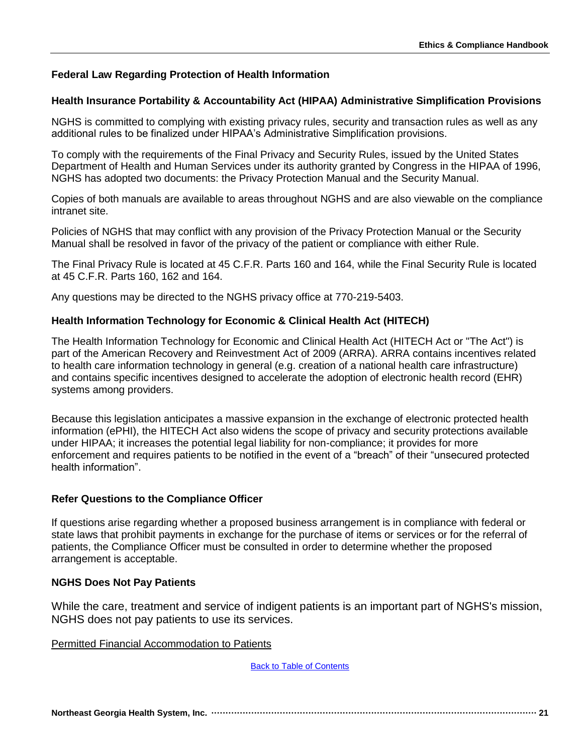## Federal Law Regarding Protection of Health Information

### Health Insurance Portability & Accountability Act (HIPAA) Administrative Simplification Provisions

NGHS is committed to complying with existing privacy rules, security and transaction rules as well as any additional rules to be finalized under HIPAA's Administrative Simplification provisions.

To comply with the requirements of the Final Privacy and Security Rules, issued by the United States Department of Health and Human Services under its authority granted by Congress in the HIPAA of 1996, NGHS has adopted two documents: the Privacy Protection Manual and the Security Manual.

Copies of both manuals are available to areas throughout NGHS and are also viewable on the compliance intranet site.

Policies of NGHS that may conflict with any provision of the Privacy Protection Manual or the Security Manual shall be resolved in favor of the privacy of the patient or compliance with either Rule.

The Final Privacy Rule is located at 45 C.F.R. Parts 160 and 164, while the Final Security Rule is located at 45 C.F.R. Parts 160, 162 and 164.

Any questions may be directed to the NGHS privacy office at 770-219-5403.

### Health Information Technology for Economic & Clinical Health Act (HITECH)

The Health Information Technology for Economic and Clinical Health Act (HITECH Act or "The Act") is part of the American Recovery and Reinvestment Act of 2009 (ARRA). ARRA contains incentives related to health care information technology in general (e.g. creation of a national health care infrastructure) and contains specific incentives designed to accelerate the adoption of electronic health record (EHR) systems among providers.

Because this legislation anticipates a massive expansion in the exchange of electronic protected health information (ePHI), the HITECH Act also widens the scope of privacy and security protections available under HIPAA; it increases the potential legal liability for non-compliance; it provides for more enforcement and requires patients to be notified in the event of a "breach" of their "unsecured protected health information".

### Refer Questions to the Compliance Officer

If questions arise regarding whether a proposed business arrangement is in compliance with federal or state laws that prohibit payments in exchange for the purchase of items or services or for the referral of patients, the Compliance Officer must be consulted in order to determine whether the proposed arrangement is acceptable.

### NGHS Does Not Pay Patients

While the care, treatment and service of indigent patients is an important part of NGHS's mission, NGHS does not pay patients to use its services.

Permitted Financial Accommodation to Patients

Back to Table of Contents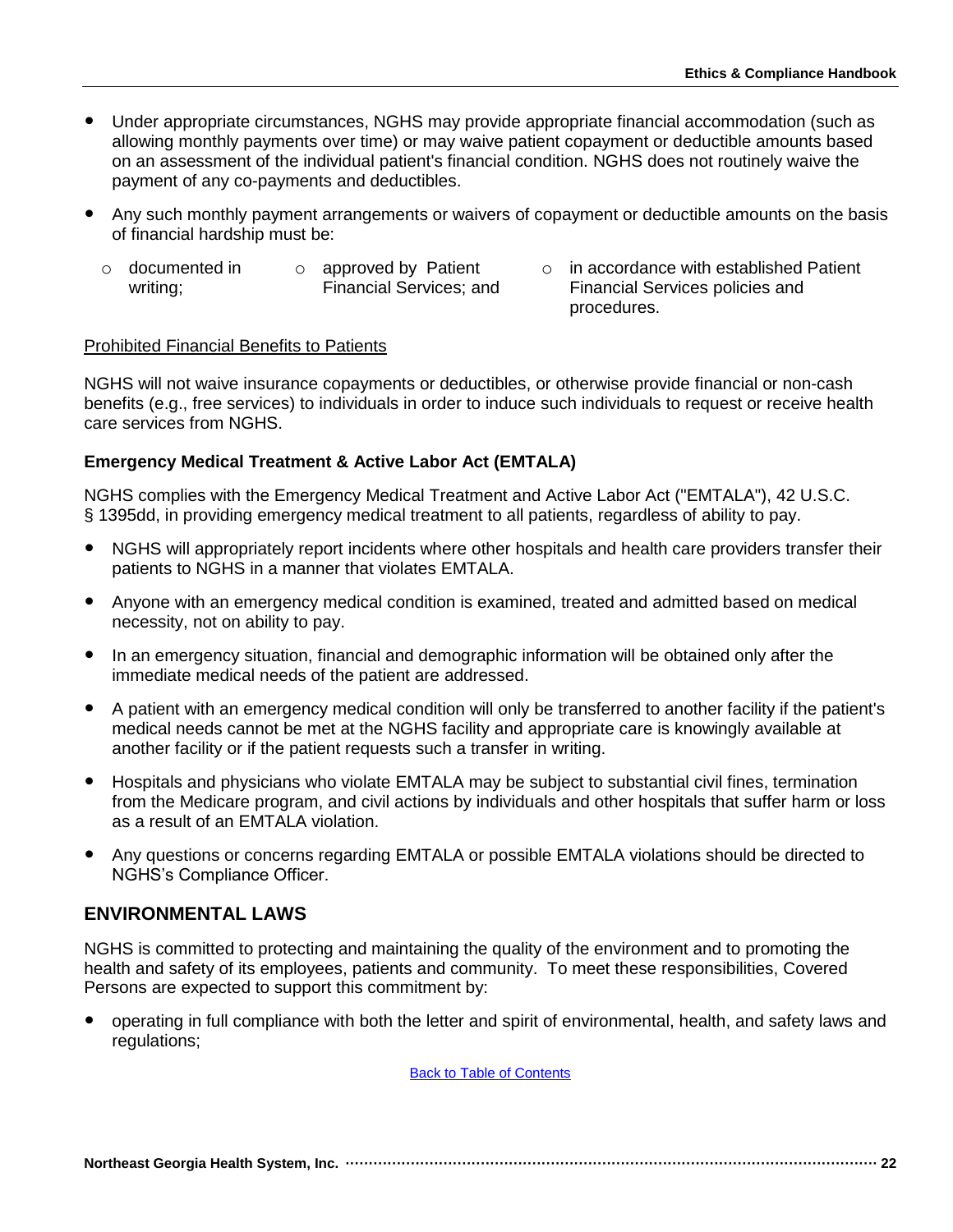- Under appropriate circumstances, NGHS may provide appropriate financial accommodation (such as allowing monthly payments over time) or may waive patient copayment or deductible amounts based on an assessment of the individual patient's financial condition. NGHS does not routinely waive the payment of any co-payments and deductibles.
- Any such monthly payment arrangements or waivers of copayment or deductible amounts on the basis of financial hardship must be:
  - documented in writing;
  - approved by Patient Financial Services; and
  - in accordance with established Patient Financial Services policies and procedures.

<u>Prohibited Financial Benefits to Patients</u>

NGHS will not waive insurance copayments or deductibles, or otherwise provide financial or non-cash benefits (e.g., free services) to individuals in order to induce such individuals to request or receive health care services from NGHS.

**Emergency Medical Treatment & Active Labor Act (EMTALA)**

NGHS complies with the Emergency Medical Treatment and Active Labor Act ("EMTALA"), 42 U.S.C. § 1395dd, in providing emergency medical treatment to all patients, regardless of ability to pay.

- NGHS will appropriately report incidents where other hospitals and health care providers transfer their patients to NGHS in a manner that violates EMTALA.
- Anyone with an emergency medical condition is examined, treated and admitted based on medical necessity, not on ability to pay.
- In an emergency situation, financial and demographic information will be obtained only after the immediate medical needs of the patient are addressed.
- A patient with an emergency medical condition will only be transferred to another facility if the patient's medical needs cannot be met at the NGHS facility and appropriate care is knowingly available at another facility or if the patient requests such a transfer in writing.
- Hospitals and physicians who violate EMTALA may be subject to substantial civil fines, termination from the Medicare program, and civil actions by individuals and other hospitals that suffer harm or loss as a result of an EMTALA violation.
- Any questions or concerns regarding EMTALA or possible EMTALA violations should be directed to NGHS's Compliance Officer.

## ENVIRONMENTAL LAWS

NGHS is committed to protecting and maintaining the quality of the environment and to promoting the health and safety of its employees, patients and community. To meet these responsibilities, Covered Persons are expected to support this commitment by:

- operating in full compliance with both the letter and spirit of environmental, health, and safety laws and regulations;

Back to Table of Contents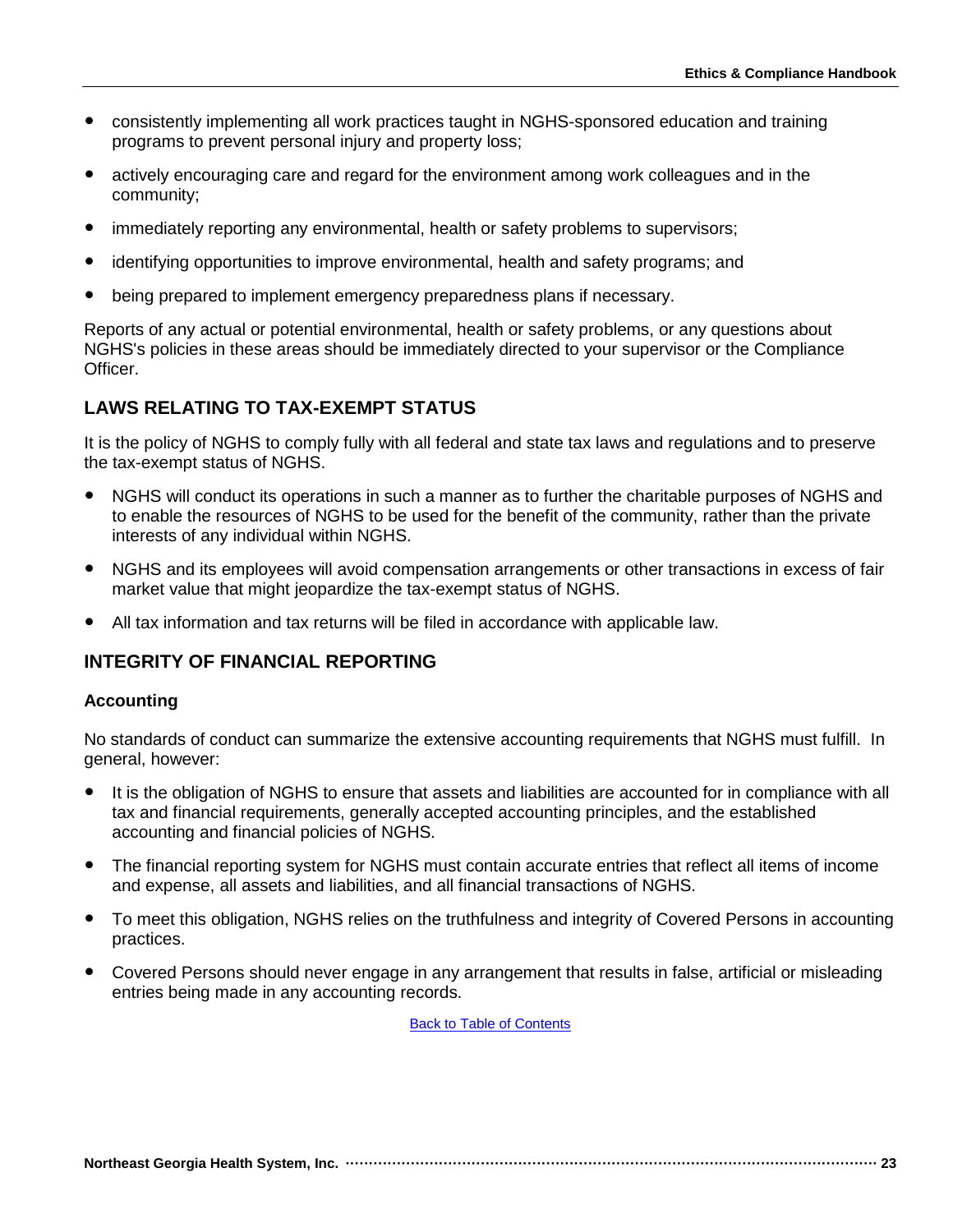- consistently implementing all work practices taught in NGHS-sponsored education and training programs to prevent personal injury and property loss;
- actively encouraging care and regard for the environment among work colleagues and in the community;
- immediately reporting any environmental, health or safety problems to supervisors;
- identifying opportunities to improve environmental, health and safety programs; and
- being prepared to implement emergency preparedness plans if necessary.

Reports of any actual or potential environmental, health or safety problems, or any questions about NGHS's policies in these areas should be immediately directed to your supervisor or the Compliance Officer.

## LAWS RELATING TO TAX-EXEMPT STATUS

It is the policy of NGHS to comply fully with all federal and state tax laws and regulations and to preserve the tax-exempt status of NGHS.

- NGHS will conduct its operations in such a manner as to further the charitable purposes of NGHS and to enable the resources of NGHS to be used for the benefit of the community, rather than the private interests of any individual within NGHS.
- NGHS and its employees will avoid compensation arrangements or other transactions in excess of fair market value that might jeopardize the tax-exempt status of NGHS.
- All tax information and tax returns will be filed in accordance with applicable law.

## INTEGRITY OF FINANCIAL REPORTING

### Accounting

No standards of conduct can summarize the extensive accounting requirements that NGHS must fulfill. In general, however:

- It is the obligation of NGHS to ensure that assets and liabilities are accounted for in compliance with all tax and financial requirements, generally accepted accounting principles, and the established accounting and financial policies of NGHS.
- The financial reporting system for NGHS must contain accurate entries that reflect all items of income and expense, all assets and liabilities, and all financial transactions of NGHS.
- To meet this obligation, NGHS relies on the truthfulness and integrity of Covered Persons in accounting practices.
- Covered Persons should never engage in any arrangement that results in false, artificial or misleading entries being made in any accounting records.

Back to Table of Contents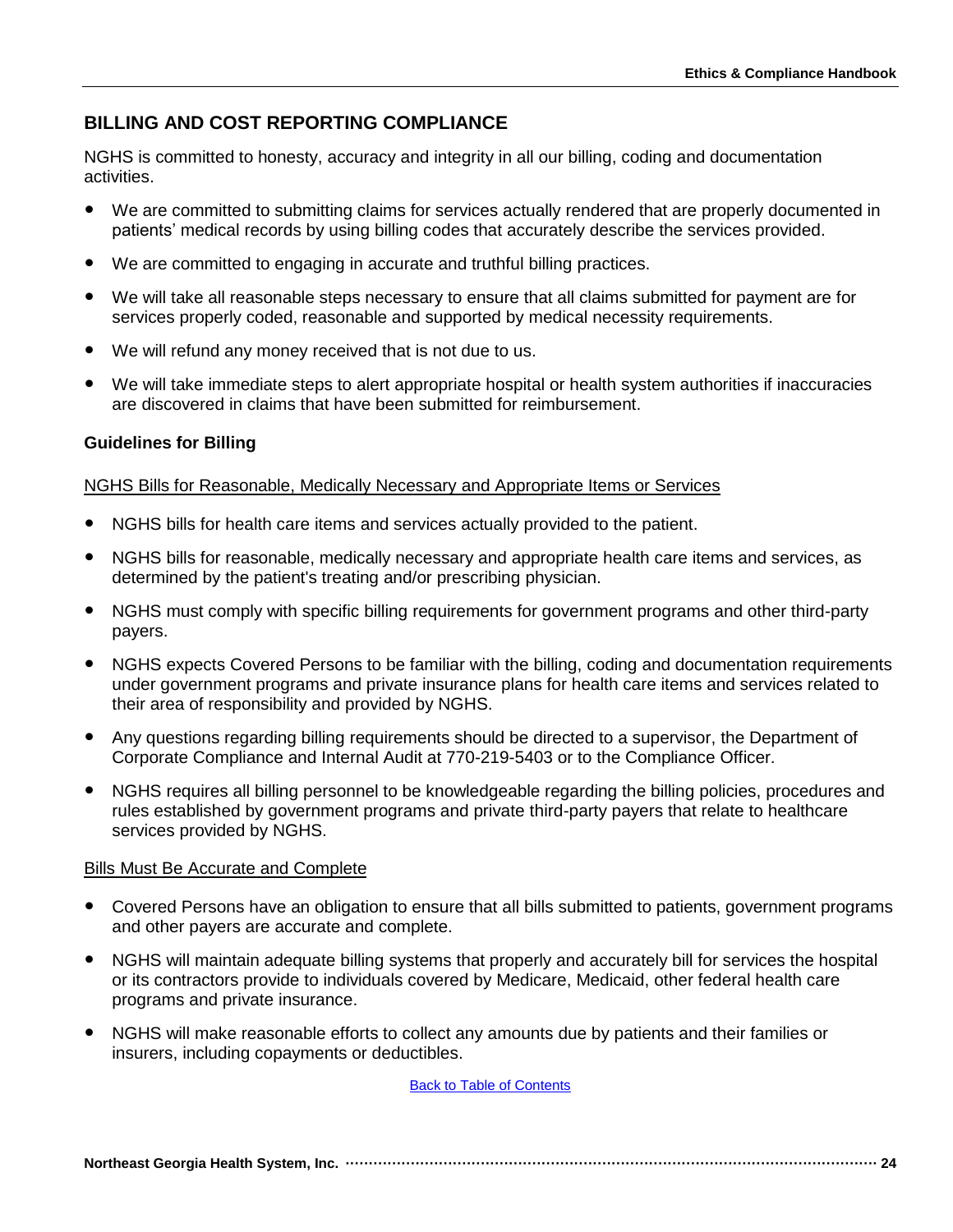## BILLING AND COST REPORTING COMPLIANCE

NGHS is committed to honesty, accuracy and integrity in all our billing, coding and documentation activities.

- We are committed to submitting claims for services actually rendered that are properly documented in patients' medical records by using billing codes that accurately describe the services provided.
- We are committed to engaging in accurate and truthful billing practices.
- We will take all reasonable steps necessary to ensure that all claims submitted for payment are for services properly coded, reasonable and supported by medical necessity requirements.
- We will refund any money received that is not due to us.
- We will take immediate steps to alert appropriate hospital or health system authorities if inaccuracies are discovered in claims that have been submitted for reimbursement.

### Guidelines for Billing

NGHS Bills for Reasonable, Medically Necessary and Appropriate Items or Services

- NGHS bills for health care items and services actually provided to the patient.
- NGHS bills for reasonable, medically necessary and appropriate health care items and services, as determined by the patient's treating and/or prescribing physician.
- NGHS must comply with specific billing requirements for government programs and other third-party payers.
- NGHS expects Covered Persons to be familiar with the billing, coding and documentation requirements under government programs and private insurance plans for health care items and services related to their area of responsibility and provided by NGHS.
- Any questions regarding billing requirements should be directed to a supervisor, the Department of Corporate Compliance and Internal Audit at 770-219-5403 or to the Compliance Officer.
- NGHS requires all billing personnel to be knowledgeable regarding the billing policies, procedures and rules established by government programs and private third-party payers that relate to healthcare services provided by NGHS.

Bills Must Be Accurate and Complete

- Covered Persons have an obligation to ensure that all bills submitted to patients, government programs and other payers are accurate and complete.
- NGHS will maintain adequate billing systems that properly and accurately bill for services the hospital or its contractors provide to individuals covered by Medicare, Medicaid, other federal health care programs and private insurance.
- NGHS will make reasonable efforts to collect any amounts due by patients and their families or insurers, including copayments or deductibles.

Back to Table of Contents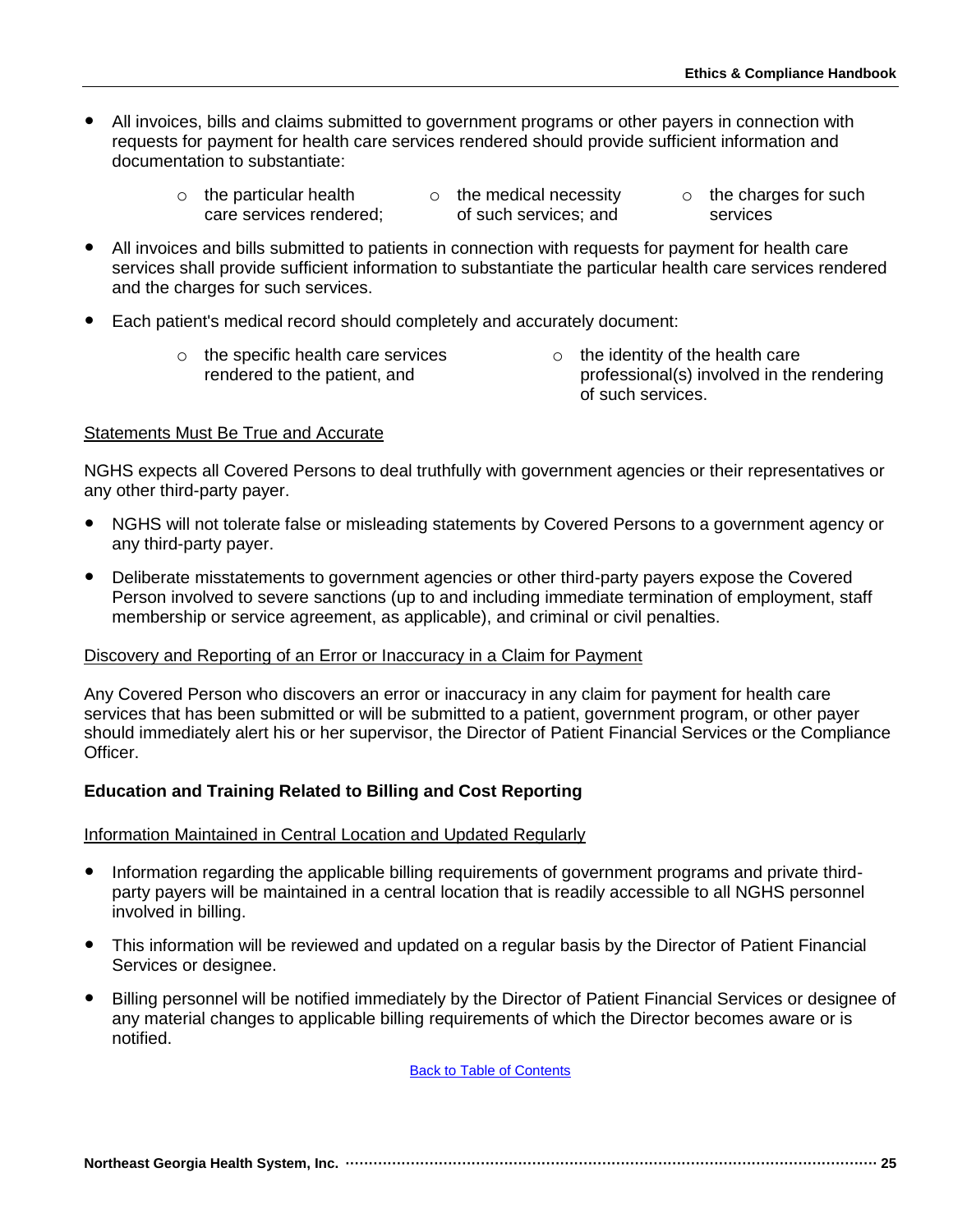- All invoices, bills and claims submitted to government programs or other payers in connection with requests for payment for health care services rendered should provide sufficient information and documentation to substantiate:
  - the particular health care services rendered;
  - the medical necessity of such services; and
  - the charges for such services
- All invoices and bills submitted to patients in connection with requests for payment for health care services shall provide sufficient information to substantiate the particular health care services rendered and the charges for such services.
- Each patient's medical record should completely and accurately document:
  - the specific health care services rendered to the patient, and
  - the identity of the health care professional(s) involved in the rendering of such services.

Statements Must Be True and Accurate

NGHS expects all Covered Persons to deal truthfully with government agencies or their representatives or any other third-party payer.

- NGHS will not tolerate false or misleading statements by Covered Persons to a government agency or any third-party payer.
- Deliberate misstatements to government agencies or other third-party payers expose the Covered Person involved to severe sanctions (up to and including immediate termination of employment, staff membership or service agreement, as applicable), and criminal or civil penalties.

Discovery and Reporting of an Error or Inaccuracy in a Claim for Payment

Any Covered Person who discovers an error or inaccuracy in any claim for payment for health care services that has been submitted or will be submitted to a patient, government program, or other payer should immediately alert his or her supervisor, the Director of Patient Financial Services or the Compliance Officer.

**Education and Training Related to Billing and Cost Reporting**

Information Maintained in Central Location and Updated Regularly

- Information regarding the applicable billing requirements of government programs and private third-party payers will be maintained in a central location that is readily accessible to all NGHS personnel involved in billing.
- This information will be reviewed and updated on a regular basis by the Director of Patient Financial Services or designee.
- Billing personnel will be notified immediately by the Director of Patient Financial Services or designee of any material changes to applicable billing requirements of which the Director becomes aware or is notified.

Back to Table of Contents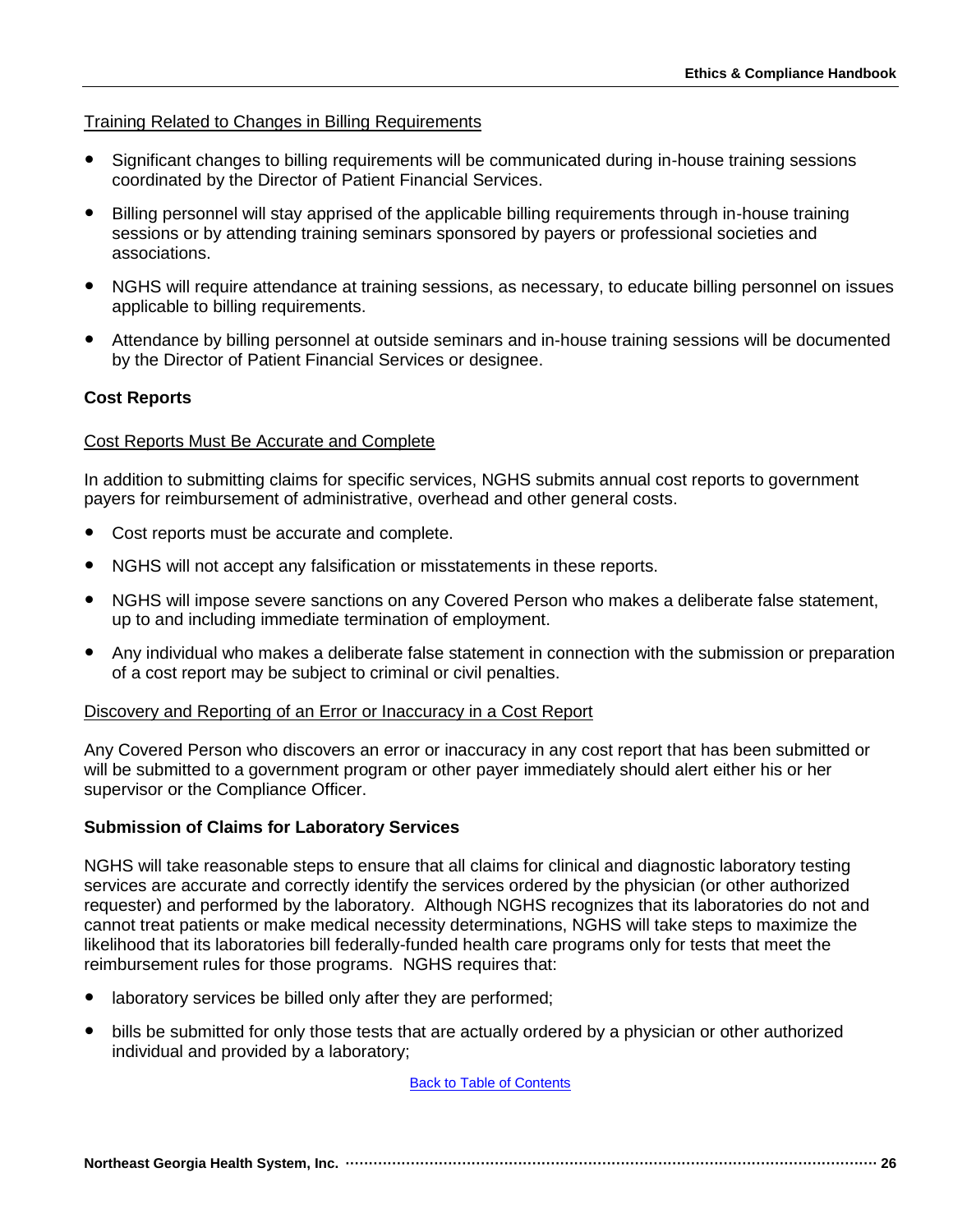Training Related to Changes in Billing Requirements

- Significant changes to billing requirements will be communicated during in-house training sessions coordinated by the Director of Patient Financial Services.
- Billing personnel will stay apprised of the applicable billing requirements through in-house training sessions or by attending training seminars sponsored by payers or professional societies and associations.
- NGHS will require attendance at training sessions, as necessary, to educate billing personnel on issues applicable to billing requirements.
- Attendance by billing personnel at outside seminars and in-house training sessions will be documented by the Director of Patient Financial Services or designee.

**Cost Reports**

Cost Reports Must Be Accurate and Complete

In addition to submitting claims for specific services, NGHS submits annual cost reports to government payers for reimbursement of administrative, overhead and other general costs.

- Cost reports must be accurate and complete.
- NGHS will not accept any falsification or misstatements in these reports.
- NGHS will impose severe sanctions on any Covered Person who makes a deliberate false statement, up to and including immediate termination of employment.
- Any individual who makes a deliberate false statement in connection with the submission or preparation of a cost report may be subject to criminal or civil penalties.

Discovery and Reporting of an Error or Inaccuracy in a Cost Report

Any Covered Person who discovers an error or inaccuracy in any cost report that has been submitted or will be submitted to a government program or other payer immediately should alert either his or her supervisor or the Compliance Officer.

**Submission of Claims for Laboratory Services**

NGHS will take reasonable steps to ensure that all claims for clinical and diagnostic laboratory testing services are accurate and correctly identify the services ordered by the physician (or other authorized requester) and performed by the laboratory. Although NGHS recognizes that its laboratories do not and cannot treat patients or make medical necessity determinations, NGHS will take steps to maximize the likelihood that its laboratories bill federally-funded health care programs only for tests that meet the reimbursement rules for those programs. NGHS requires that:

- laboratory services be billed only after they are performed;
- bills be submitted for only those tests that are actually ordered by a physician or other authorized individual and provided by a laboratory;

Back to Table of Contents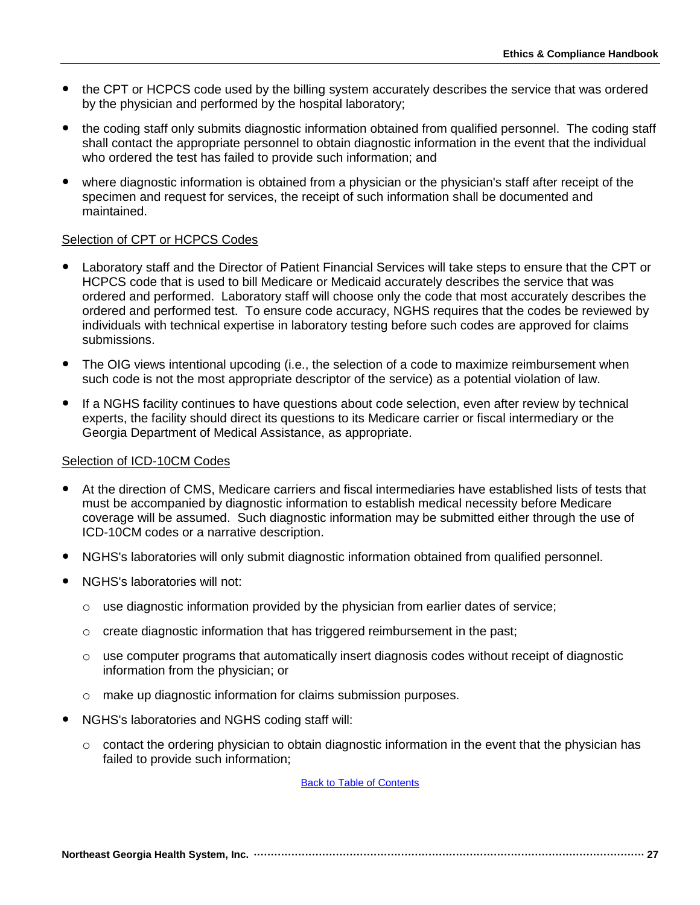- the CPT or HCPCS code used by the billing system accurately describes the service that was ordered by the physician and performed by the hospital laboratory;
- the coding staff only submits diagnostic information obtained from qualified personnel. The coding staff shall contact the appropriate personnel to obtain diagnostic information in the event that the individual who ordered the test has failed to provide such information; and
- where diagnostic information is obtained from a physician or the physician's staff after receipt of the specimen and request for services, the receipt of such information shall be documented and maintained.

<u>Selection of CPT or HCPCS Codes</u>

- Laboratory staff and the Director of Patient Financial Services will take steps to ensure that the CPT or HCPCS code that is used to bill Medicare or Medicaid accurately describes the service that was ordered and performed. Laboratory staff will choose only the code that most accurately describes the ordered and performed test. To ensure code accuracy, NGHS requires that the codes be reviewed by individuals with technical expertise in laboratory testing before such codes are approved for claims submissions.
- The OIG views intentional upcoding (i.e., the selection of a code to maximize reimbursement when such code is not the most appropriate descriptor of the service) as a potential violation of law.
- If a NGHS facility continues to have questions about code selection, even after review by technical experts, the facility should direct its questions to its Medicare carrier or fiscal intermediary or the Georgia Department of Medical Assistance, as appropriate.

<u>Selection of ICD-10CM Codes</u>

- At the direction of CMS, Medicare carriers and fiscal intermediaries have established lists of tests that must be accompanied by diagnostic information to establish medical necessity before Medicare coverage will be assumed. Such diagnostic information may be submitted either through the use of ICD-10CM codes or a narrative description.
- NGHS's laboratories will only submit diagnostic information obtained from qualified personnel.
- NGHS's laboratories will not:
  - use diagnostic information provided by the physician from earlier dates of service;
  - create diagnostic information that has triggered reimbursement in the past;
  - use computer programs that automatically insert diagnosis codes without receipt of diagnostic information from the physician; or
  - make up diagnostic information for claims submission purposes.
- NGHS's laboratories and NGHS coding staff will:
  - contact the ordering physician to obtain diagnostic information in the event that the physician has failed to provide such information;

[Back to Table of Contents]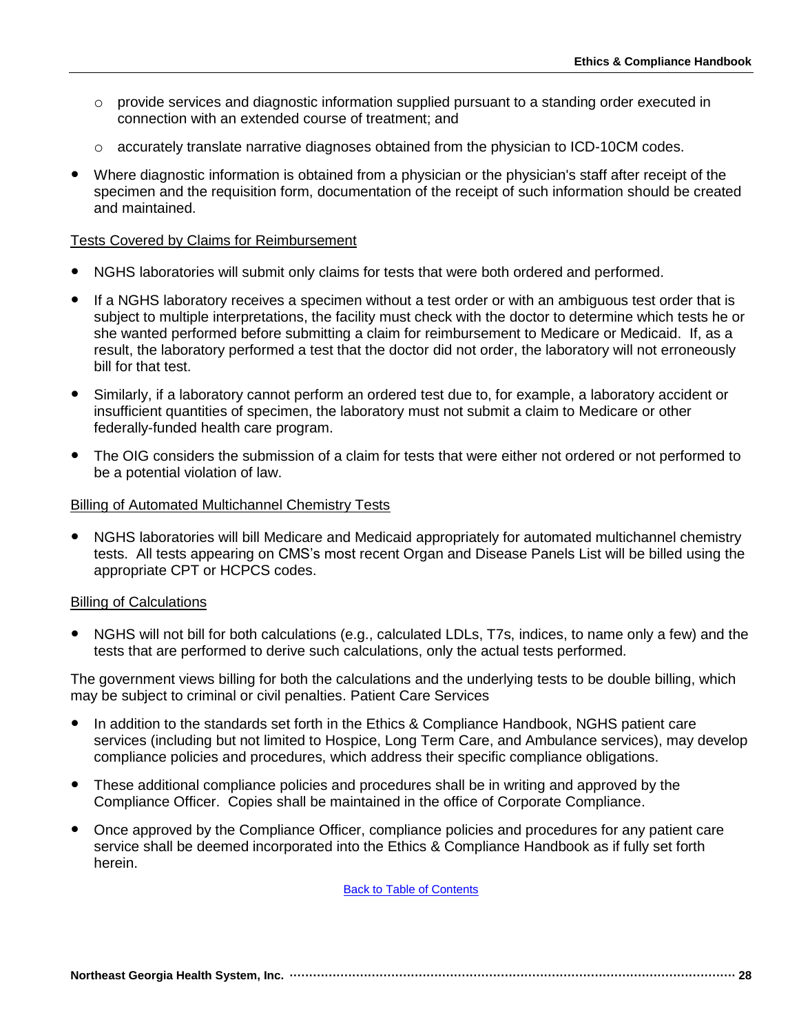- provide services and diagnostic information supplied pursuant to a standing order executed in connection with an extended course of treatment; and
  - accurately translate narrative diagnoses obtained from the physician to ICD-10CM codes.

- Where diagnostic information is obtained from a physician or the physician's staff after receipt of the specimen and the requisition form, documentation of the receipt of such information should be created and maintained.

Tests Covered by Claims for Reimbursement

- NGHS laboratories will submit only claims for tests that were both ordered and performed.
- If a NGHS laboratory receives a specimen without a test order or with an ambiguous test order that is subject to multiple interpretations, the facility must check with the doctor to determine which tests he or she wanted performed before submitting a claim for reimbursement to Medicare or Medicaid. If, as a result, the laboratory performed a test that the doctor did not order, the laboratory will not erroneously bill for that test.
- Similarly, if a laboratory cannot perform an ordered test due to, for example, a laboratory accident or insufficient quantities of specimen, the laboratory must not submit a claim to Medicare or other federally-funded health care program.
- The OIG considers the submission of a claim for tests that were either not ordered or not performed to be a potential violation of law.

Billing of Automated Multichannel Chemistry Tests

- NGHS laboratories will bill Medicare and Medicaid appropriately for automated multichannel chemistry tests. All tests appearing on CMS's most recent Organ and Disease Panels List will be billed using the appropriate CPT or HCPCS codes.

Billing of Calculations

- NGHS will not bill for both calculations (e.g., calculated LDLs, T7s, indices, to name only a few) and the tests that are performed to derive such calculations, only the actual tests performed.

The government views billing for both the calculations and the underlying tests to be double billing, which may be subject to criminal or civil penalties. Patient Care Services

- In addition to the standards set forth in the Ethics & Compliance Handbook, NGHS patient care services (including but not limited to Hospice, Long Term Care, and Ambulance services), may develop compliance policies and procedures, which address their specific compliance obligations.
- These additional compliance policies and procedures shall be in writing and approved by the Compliance Officer. Copies shall be maintained in the office of Corporate Compliance.
- Once approved by the Compliance Officer, compliance policies and procedures for any patient care service shall be deemed incorporated into the Ethics & Compliance Handbook as if fully set forth herein.

Back to Table of Contents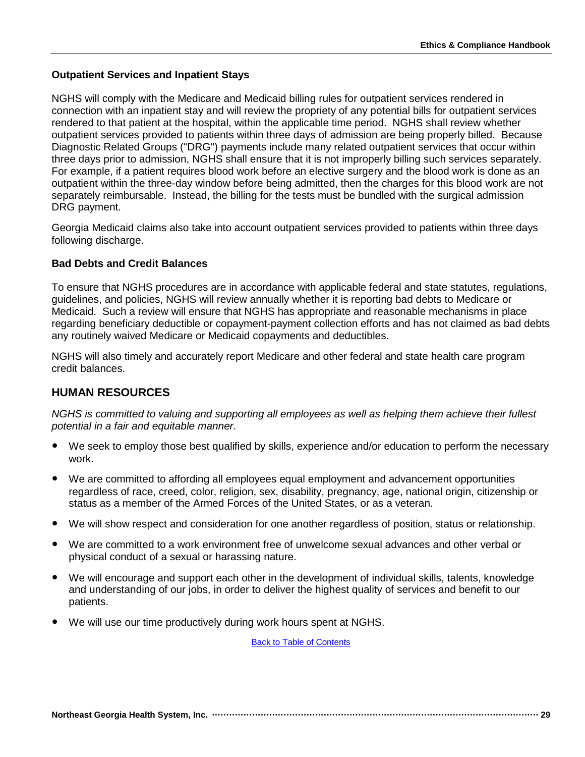### Outpatient Services and Inpatient Stays

NGHS will comply with the Medicare and Medicaid billing rules for outpatient services rendered in connection with an inpatient stay and will review the propriety of any potential bills for outpatient services rendered to that patient at the hospital, within the applicable time period. NGHS shall review whether outpatient services provided to patients within three days of admission are being properly billed. Because Diagnostic Related Groups ("DRG") payments include many related outpatient services that occur within three days prior to admission, NGHS shall ensure that it is not improperly billing such services separately. For example, if a patient requires blood work before an elective surgery and the blood work is done as an outpatient within the three-day window before being admitted, then the charges for this blood work are not separately reimbursable. Instead, the billing for the tests must be bundled with the surgical admission DRG payment.

Georgia Medicaid claims also take into account outpatient services provided to patients within three days following discharge.

### Bad Debts and Credit Balances

To ensure that NGHS procedures are in accordance with applicable federal and state statutes, regulations, guidelines, and policies, NGHS will review annually whether it is reporting bad debts to Medicare or Medicaid. Such a review will ensure that NGHS has appropriate and reasonable mechanisms in place regarding beneficiary deductible or copayment-payment collection efforts and has not claimed as bad debts any routinely waived Medicare or Medicaid copayments and deductibles.

NGHS will also timely and accurately report Medicare and other federal and state health care program credit balances.

## HUMAN RESOURCES

*NGHS is committed to valuing and supporting all employees as well as helping them achieve their fullest potential in a fair and equitable manner.*

- We seek to employ those best qualified by skills, experience and/or education to perform the necessary work.
- We are committed to affording all employees equal employment and advancement opportunities regardless of race, creed, color, religion, sex, disability, pregnancy, age, national origin, citizenship or status as a member of the Armed Forces of the United States, or as a veteran.
- We will show respect and consideration for one another regardless of position, status or relationship.
- We are committed to a work environment free of unwelcome sexual advances and other verbal or physical conduct of a sexual or harassing nature.
- We will encourage and support each other in the development of individual skills, talents, knowledge and understanding of our jobs, in order to deliver the highest quality of services and benefit to our patients.
- We will use our time productively during work hours spent at NGHS.

Back to Table of Contents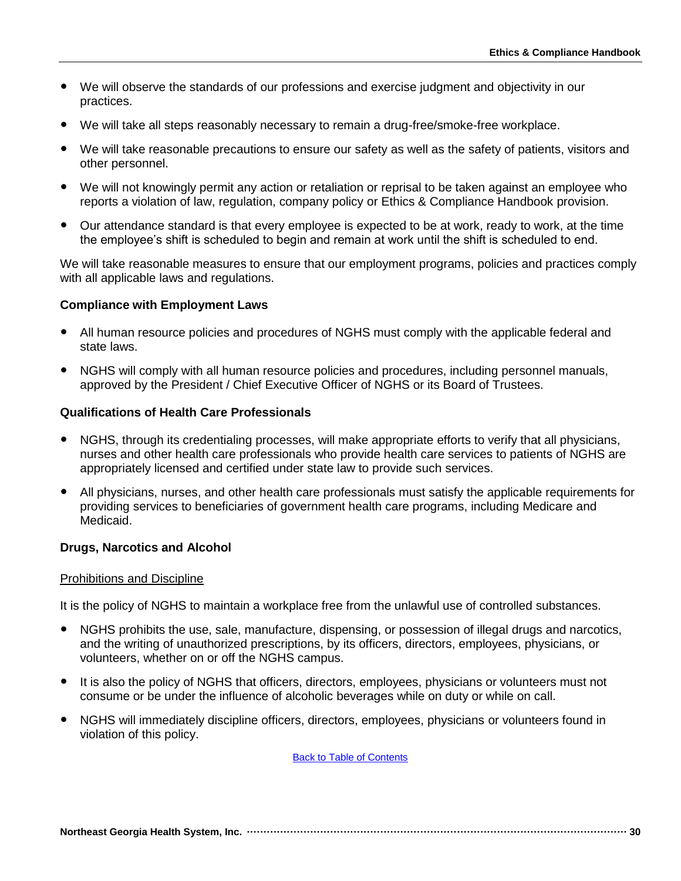- We will observe the standards of our professions and exercise judgment and objectivity in our practices.
- We will take all steps reasonably necessary to remain a drug-free/smoke-free workplace.
- We will take reasonable precautions to ensure our safety as well as the safety of patients, visitors and other personnel.
- We will not knowingly permit any action or retaliation or reprisal to be taken against an employee who reports a violation of law, regulation, company policy or Ethics & Compliance Handbook provision.
- Our attendance standard is that every employee is expected to be at work, ready to work, at the time the employee's shift is scheduled to begin and remain at work until the shift is scheduled to end.

We will take reasonable measures to ensure that our employment programs, policies and practices comply with all applicable laws and regulations.

**Compliance with Employment Laws**

- All human resource policies and procedures of NGHS must comply with the applicable federal and state laws.
- NGHS will comply with all human resource policies and procedures, including personnel manuals, approved by the President / Chief Executive Officer of NGHS or its Board of Trustees.

**Qualifications of Health Care Professionals**

- NGHS, through its credentialing processes, will make appropriate efforts to verify that all physicians, nurses and other health care professionals who provide health care services to patients of NGHS are appropriately licensed and certified under state law to provide such services.
- All physicians, nurses, and other health care professionals must satisfy the applicable requirements for providing services to beneficiaries of government health care programs, including Medicare and Medicaid.

**Drugs, Narcotics and Alcohol**

<u>Prohibitions and Discipline</u>

It is the policy of NGHS to maintain a workplace free from the unlawful use of controlled substances.

- NGHS prohibits the use, sale, manufacture, dispensing, or possession of illegal drugs and narcotics, and the writing of unauthorized prescriptions, by its officers, directors, employees, physicians, or volunteers, whether on or off the NGHS campus.
- It is also the policy of NGHS that officers, directors, employees, physicians or volunteers must not consume or be under the influence of alcoholic beverages while on duty or while on call.
- NGHS will immediately discipline officers, directors, employees, physicians or volunteers found in violation of this policy.

Back to Table of Contents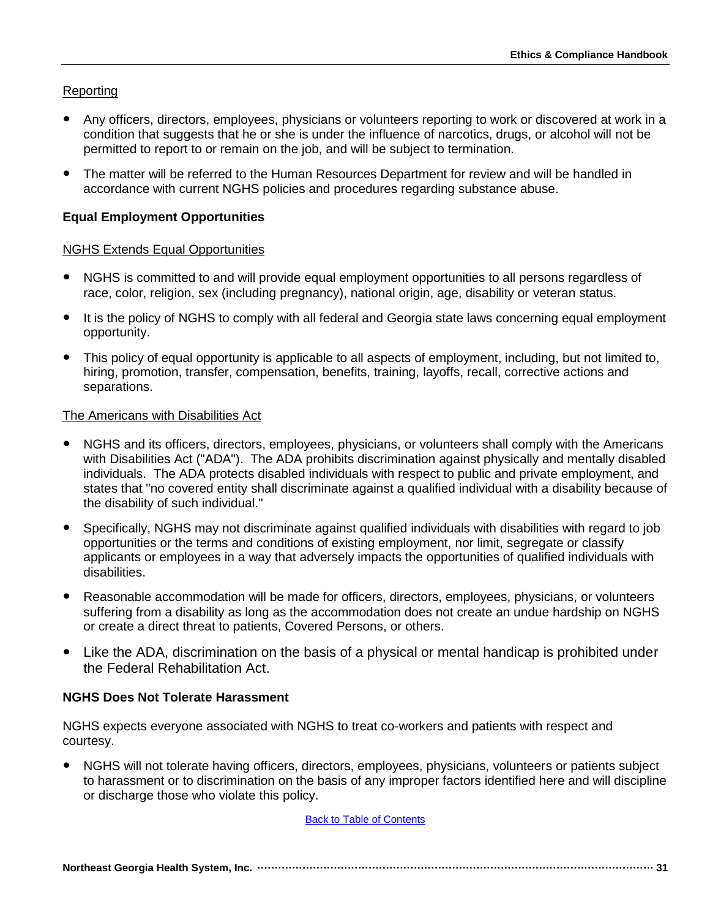Reporting

- Any officers, directors, employees, physicians or volunteers reporting to work or discovered at work in a condition that suggests that he or she is under the influence of narcotics, drugs, or alcohol will not be permitted to report to or remain on the job, and will be subject to termination.
- The matter will be referred to the Human Resources Department for review and will be handled in accordance with current NGHS policies and procedures regarding substance abuse.

**Equal Employment Opportunities**

NGHS Extends Equal Opportunities

- NGHS is committed to and will provide equal employment opportunities to all persons regardless of race, color, religion, sex (including pregnancy), national origin, age, disability or veteran status.
- It is the policy of NGHS to comply with all federal and Georgia state laws concerning equal employment opportunity.
- This policy of equal opportunity is applicable to all aspects of employment, including, but not limited to, hiring, promotion, transfer, compensation, benefits, training, layoffs, recall, corrective actions and separations.

The Americans with Disabilities Act

- NGHS and its officers, directors, employees, physicians, or volunteers shall comply with the Americans with Disabilities Act ("ADA"). The ADA prohibits discrimination against physically and mentally disabled individuals. The ADA protects disabled individuals with respect to public and private employment, and states that "no covered entity shall discriminate against a qualified individual with a disability because of the disability of such individual."
- Specifically, NGHS may not discriminate against qualified individuals with disabilities with regard to job opportunities or the terms and conditions of existing employment, nor limit, segregate or classify applicants or employees in a way that adversely impacts the opportunities of qualified individuals with disabilities.
- Reasonable accommodation will be made for officers, directors, employees, physicians, or volunteers suffering from a disability as long as the accommodation does not create an undue hardship on NGHS or create a direct threat to patients, Covered Persons, or others.
- Like the ADA, discrimination on the basis of a physical or mental handicap is prohibited under the Federal Rehabilitation Act.

**NGHS Does Not Tolerate Harassment**

NGHS expects everyone associated with NGHS to treat co-workers and patients with respect and courtesy.

- NGHS will not tolerate having officers, directors, employees, physicians, volunteers or patients subject to harassment or to discrimination on the basis of any improper factors identified here and will discipline or discharge those who violate this policy.

Back to Table of Contents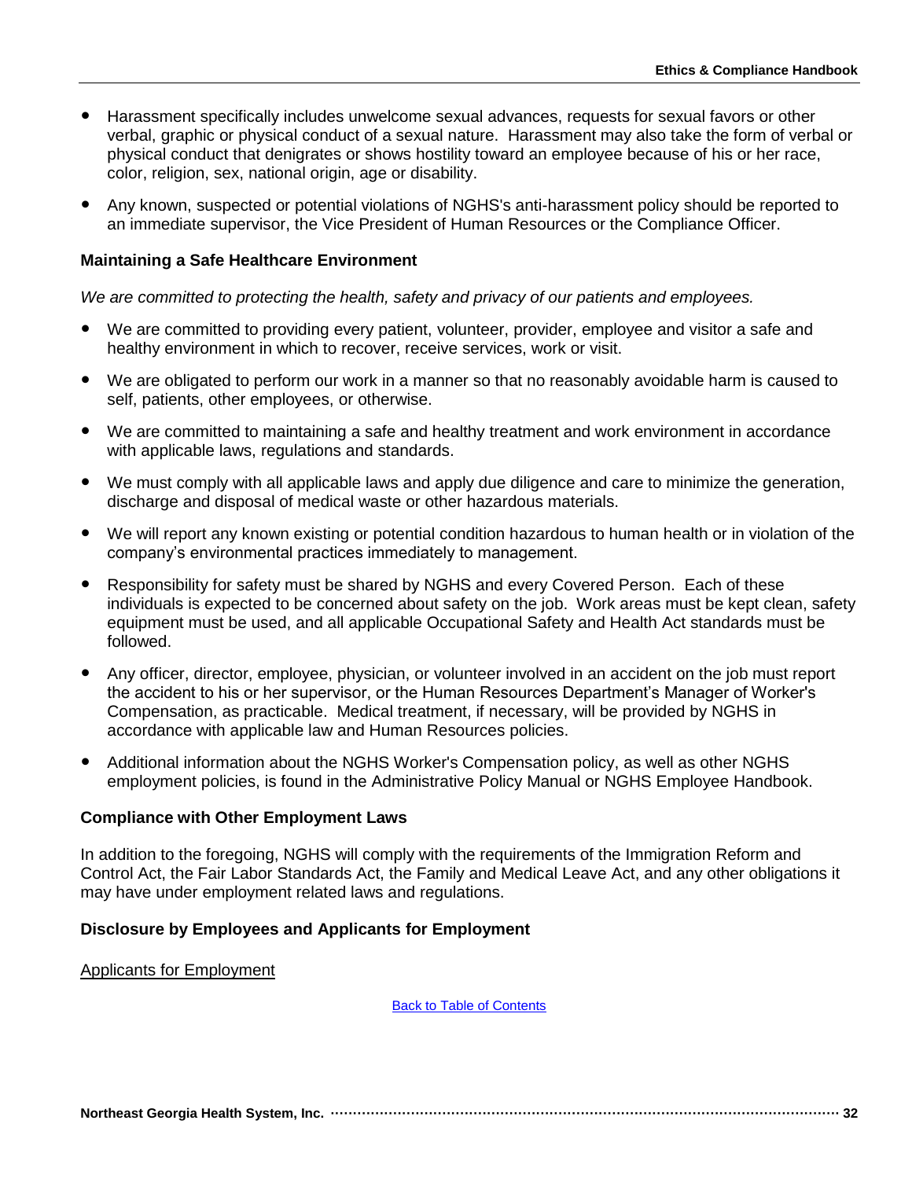- Harassment specifically includes unwelcome sexual advances, requests for sexual favors or other verbal, graphic or physical conduct of a sexual nature. Harassment may also take the form of verbal or physical conduct that denigrates or shows hostility toward an employee because of his or her race, color, religion, sex, national origin, age or disability.
- Any known, suspected or potential violations of NGHS's anti-harassment policy should be reported to an immediate supervisor, the Vice President of Human Resources or the Compliance Officer.

### Maintaining a Safe Healthcare Environment

*We are committed to protecting the health, safety and privacy of our patients and employees.*

- We are committed to providing every patient, volunteer, provider, employee and visitor a safe and healthy environment in which to recover, receive services, work or visit.
- We are obligated to perform our work in a manner so that no reasonably avoidable harm is caused to self, patients, other employees, or otherwise.
- We are committed to maintaining a safe and healthy treatment and work environment in accordance with applicable laws, regulations and standards.
- We must comply with all applicable laws and apply due diligence and care to minimize the generation, discharge and disposal of medical waste or other hazardous materials.
- We will report any known existing or potential condition hazardous to human health or in violation of the company's environmental practices immediately to management.
- Responsibility for safety must be shared by NGHS and every Covered Person. Each of these individuals is expected to be concerned about safety on the job. Work areas must be kept clean, safety equipment must be used, and all applicable Occupational Safety and Health Act standards must be followed.
- Any officer, director, employee, physician, or volunteer involved in an accident on the job must report the accident to his or her supervisor, or the Human Resources Department's Manager of Worker's Compensation, as practicable. Medical treatment, if necessary, will be provided by NGHS in accordance with applicable law and Human Resources policies.
- Additional information about the NGHS Worker's Compensation policy, as well as other NGHS employment policies, is found in the Administrative Policy Manual or NGHS Employee Handbook.

### Compliance with Other Employment Laws

In addition to the foregoing, NGHS will comply with the requirements of the Immigration Reform and Control Act, the Fair Labor Standards Act, the Family and Medical Leave Act, and any other obligations it may have under employment related laws and regulations.

### Disclosure by Employees and Applicants for Employment

<u>Applicants for Employment</u>

Back to Table of Contents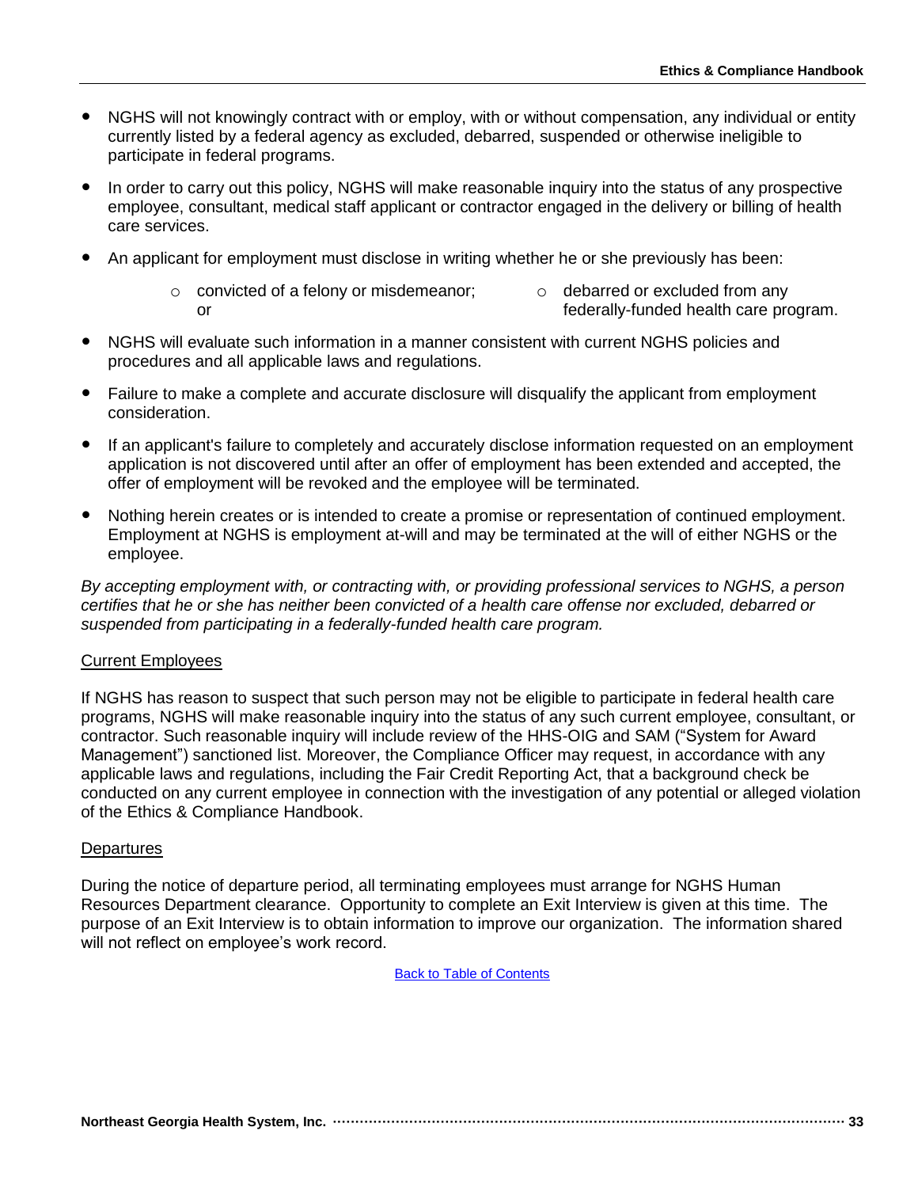- NGHS will not knowingly contract with or employ, with or without compensation, any individual or entity currently listed by a federal agency as excluded, debarred, suspended or otherwise ineligible to participate in federal programs.
- In order to carry out this policy, NGHS will make reasonable inquiry into the status of any prospective employee, consultant, medical staff applicant or contractor engaged in the delivery or billing of health care services.
- An applicant for employment must disclose in writing whether he or she previously has been:
  - convicted of a felony or misdemeanor; or
  - debarred or excluded from any federally-funded health care program.
- NGHS will evaluate such information in a manner consistent with current NGHS policies and procedures and all applicable laws and regulations.
- Failure to make a complete and accurate disclosure will disqualify the applicant from employment consideration.
- If an applicant's failure to completely and accurately disclose information requested on an employment application is not discovered until after an offer of employment has been extended and accepted, the offer of employment will be revoked and the employee will be terminated.
- Nothing herein creates or is intended to create a promise or representation of continued employment. Employment at NGHS is employment at-will and may be terminated at the will of either NGHS or the employee.

*By accepting employment with, or contracting with, or providing professional services to NGHS, a person certifies that he or she has neither been convicted of a health care offense nor excluded, debarred or suspended from participating in a federally-funded health care program.*

<u>Current Employees</u>

If NGHS has reason to suspect that such person may not be eligible to participate in federal health care programs, NGHS will make reasonable inquiry into the status of any such current employee, consultant, or contractor. Such reasonable inquiry will include review of the HHS-OIG and SAM ("System for Award Management") sanctioned list. Moreover, the Compliance Officer may request, in accordance with any applicable laws and regulations, including the Fair Credit Reporting Act, that a background check be conducted on any current employee in connection with the investigation of any potential or alleged violation of the Ethics & Compliance Handbook.

<u>Departures</u>

During the notice of departure period, all terminating employees must arrange for NGHS Human Resources Department clearance. Opportunity to complete an Exit Interview is given at this time. The purpose of an Exit Interview is to obtain information to improve our organization. The information shared will not reflect on employee's work record.

Back to Table of Contents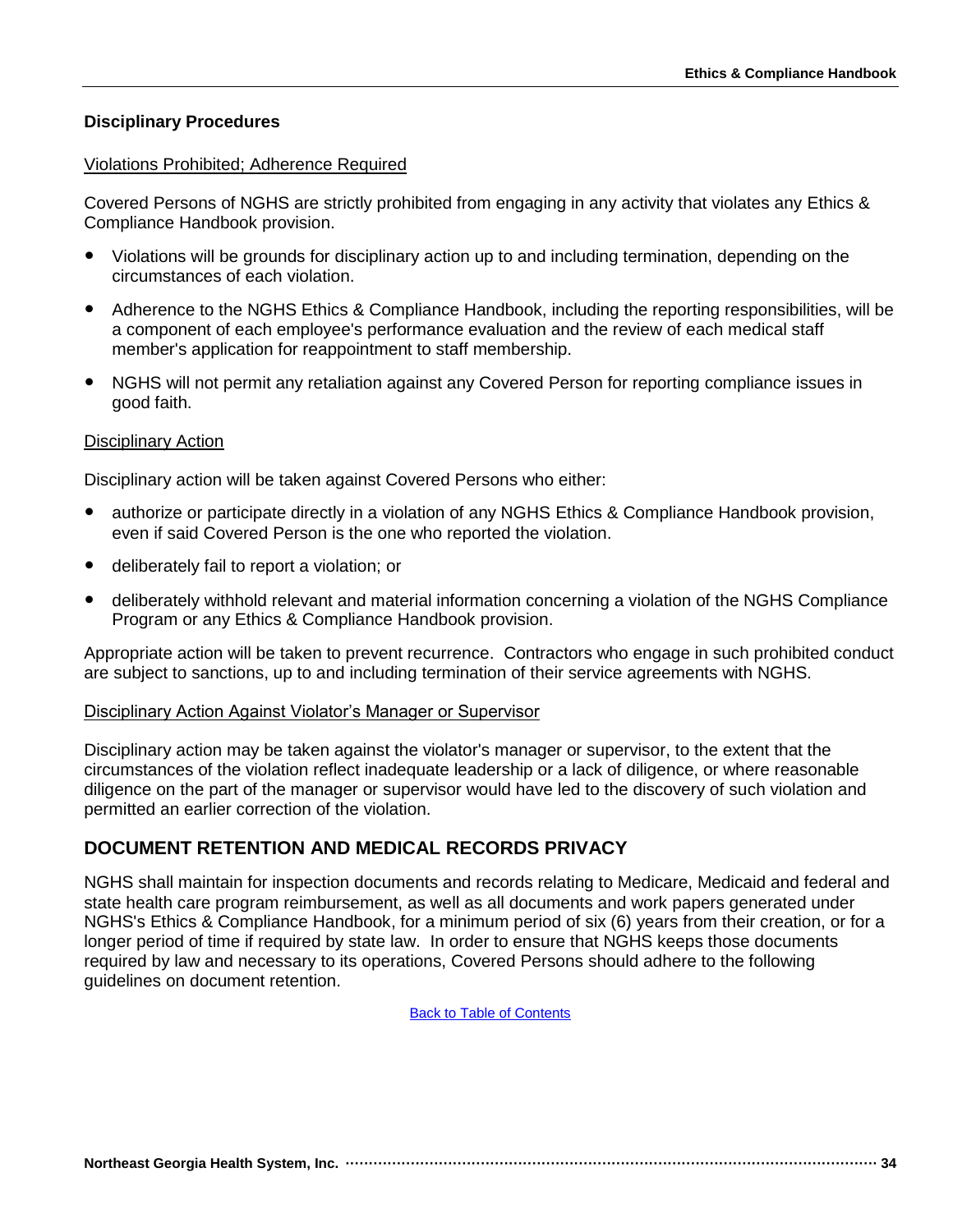### Disciplinary Procedures

Violations Prohibited; Adherence Required

Covered Persons of NGHS are strictly prohibited from engaging in any activity that violates any Ethics & Compliance Handbook provision.

- Violations will be grounds for disciplinary action up to and including termination, depending on the circumstances of each violation.
- Adherence to the NGHS Ethics & Compliance Handbook, including the reporting responsibilities, will be a component of each employee's performance evaluation and the review of each medical staff member's application for reappointment to staff membership.
- NGHS will not permit any retaliation against any Covered Person for reporting compliance issues in good faith.

Disciplinary Action

Disciplinary action will be taken against Covered Persons who either:

- authorize or participate directly in a violation of any NGHS Ethics & Compliance Handbook provision, even if said Covered Person is the one who reported the violation.
- deliberately fail to report a violation; or
- deliberately withhold relevant and material information concerning a violation of the NGHS Compliance Program or any Ethics & Compliance Handbook provision.

Appropriate action will be taken to prevent recurrence. Contractors who engage in such prohibited conduct are subject to sanctions, up to and including termination of their service agreements with NGHS.

Disciplinary Action Against Violator's Manager or Supervisor

Disciplinary action may be taken against the violator's manager or supervisor, to the extent that the circumstances of the violation reflect inadequate leadership or a lack of diligence, or where reasonable diligence on the part of the manager or supervisor would have led to the discovery of such violation and permitted an earlier correction of the violation.

## DOCUMENT RETENTION AND MEDICAL RECORDS PRIVACY

NGHS shall maintain for inspection documents and records relating to Medicare, Medicaid and federal and state health care program reimbursement, as well as all documents and work papers generated under NGHS's Ethics & Compliance Handbook, for a minimum period of six (6) years from their creation, or for a longer period of time if required by state law. In order to ensure that NGHS keeps those documents required by law and necessary to its operations, Covered Persons should adhere to the following guidelines on document retention.

Back to Table of Contents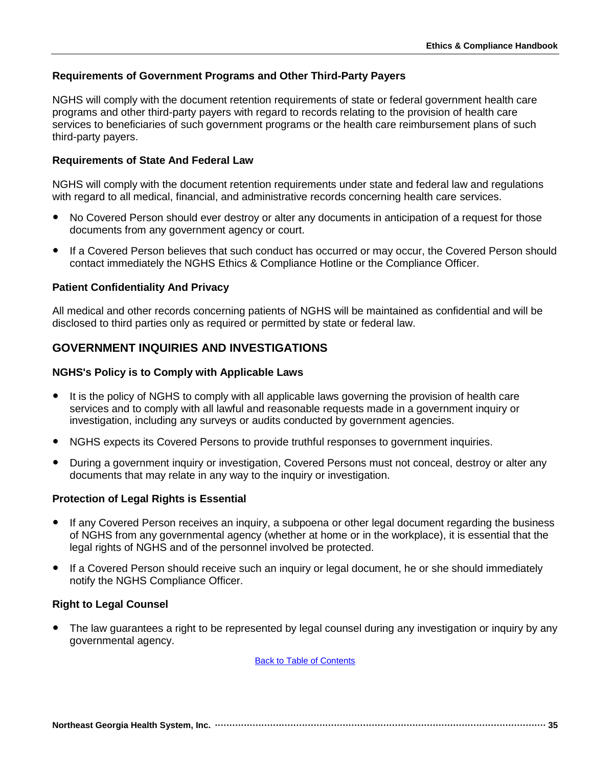### Requirements of Government Programs and Other Third-Party Payers

NGHS will comply with the document retention requirements of state or federal government health care programs and other third-party payers with regard to records relating to the provision of health care services to beneficiaries of such government programs or the health care reimbursement plans of such third-party payers.

### Requirements of State And Federal Law

NGHS will comply with the document retention requirements under state and federal law and regulations with regard to all medical, financial, and administrative records concerning health care services.

- No Covered Person should ever destroy or alter any documents in anticipation of a request for those documents from any government agency or court.
- If a Covered Person believes that such conduct has occurred or may occur, the Covered Person should contact immediately the NGHS Ethics & Compliance Hotline or the Compliance Officer.

### Patient Confidentiality And Privacy

All medical and other records concerning patients of NGHS will be maintained as confidential and will be disclosed to third parties only as required or permitted by state or federal law.

## GOVERNMENT INQUIRIES AND INVESTIGATIONS

### NGHS's Policy is to Comply with Applicable Laws

- It is the policy of NGHS to comply with all applicable laws governing the provision of health care services and to comply with all lawful and reasonable requests made in a government inquiry or investigation, including any surveys or audits conducted by government agencies.
- NGHS expects its Covered Persons to provide truthful responses to government inquiries.
- During a government inquiry or investigation, Covered Persons must not conceal, destroy or alter any documents that may relate in any way to the inquiry or investigation.

### Protection of Legal Rights is Essential

- If any Covered Person receives an inquiry, a subpoena or other legal document regarding the business of NGHS from any governmental agency (whether at home or in the workplace), it is essential that the legal rights of NGHS and of the personnel involved be protected.
- If a Covered Person should receive such an inquiry or legal document, he or she should immediately notify the NGHS Compliance Officer.

### Right to Legal Counsel

- The law guarantees a right to be represented by legal counsel during any investigation or inquiry by any governmental agency.

Back to Table of Contents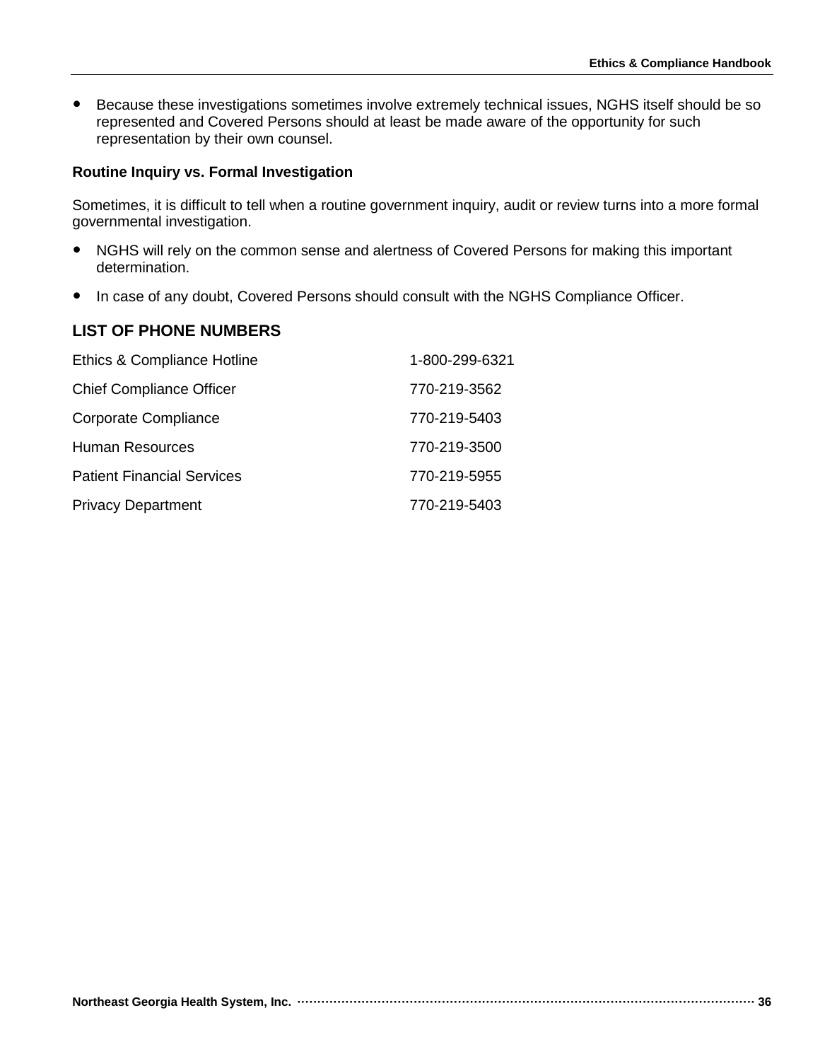- Because these investigations sometimes involve extremely technical issues, NGHS itself should be so represented and Covered Persons should at least be made aware of the opportunity for such representation by their own counsel.

**Routine Inquiry vs. Formal Investigation**

Sometimes, it is difficult to tell when a routine government inquiry, audit or review turns into a more formal governmental investigation.

- NGHS will rely on the common sense and alertness of Covered Persons for making this important determination.
- In case of any doubt, Covered Persons should consult with the NGHS Compliance Officer.

## LIST OF PHONE NUMBERS

| | |
|---|---|
| Ethics & Compliance Hotline | 1-800-299-6321 |
| Chief Compliance Officer | 770-219-3562 |
| Corporate Compliance | 770-219-5403 |
| Human Resources | 770-219-3500 |
| Patient Financial Services | 770-219-5955 |
| Privacy Department | 770-219-5403 |